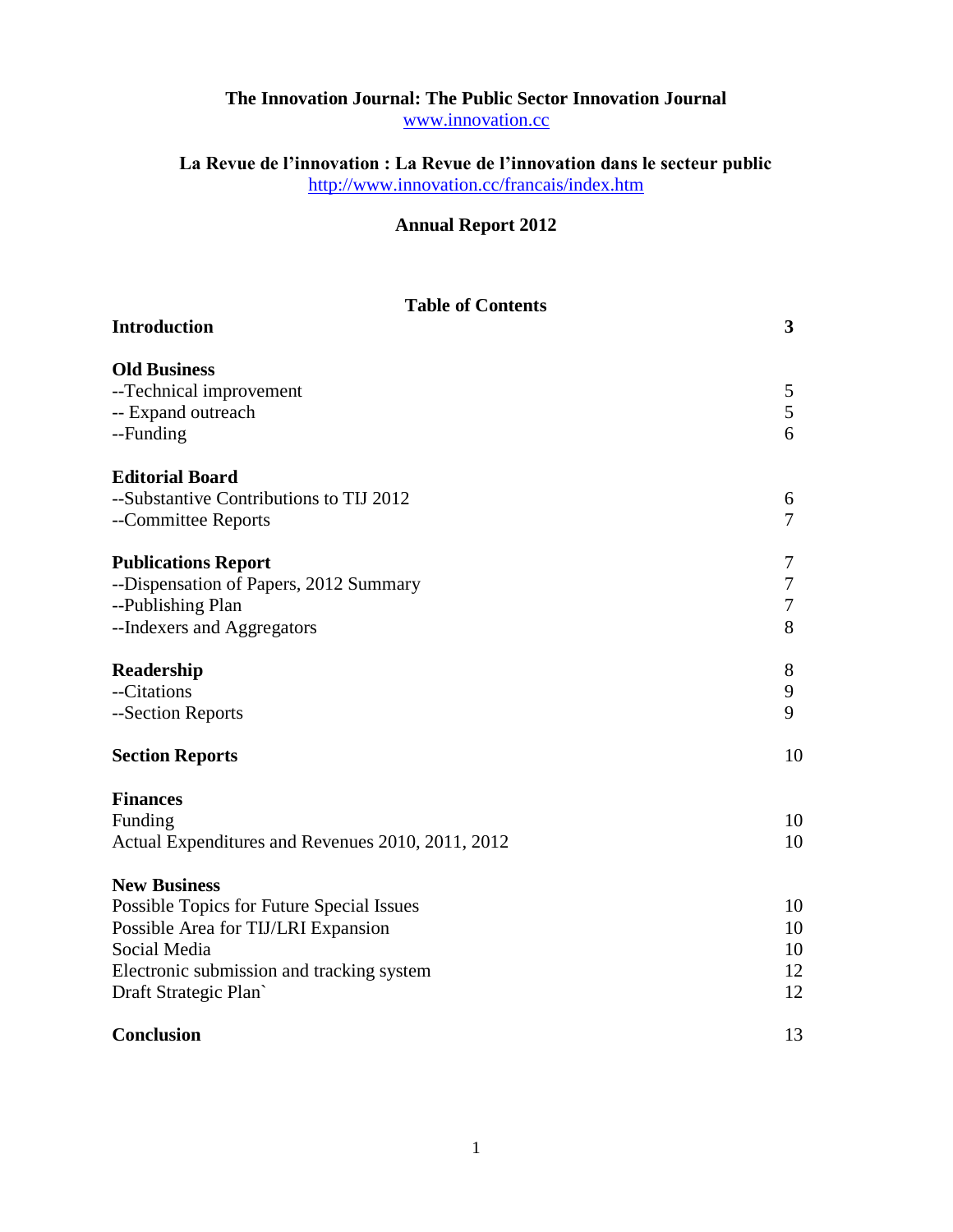**The Innovation Journal: The Public Sector Innovation Journal**
www.innovation.cc

**La Revue de l'innovation : La Revue de l'innovation dans le secteur public**
http://www.innovation.cc/francais/index.htm

# Annual Report 2012

## Table of Contents

| | |
|---|---|
| **Introduction** | **3** |
| | |
| **Old Business** | |
| --Technical improvement | 5 |
| -- Expand outreach | 5 |
| --Funding | 6 |
| | |
| **Editorial Board** | |
| --Substantive Contributions to TIJ 2012 | 6 |
| --Committee Reports | 7 |
| | |
| **Publications Report** | 7 |
| --Dispensation of Papers, 2012 Summary | 7 |
| --Publishing Plan | 7 |
| --Indexers and Aggregators | 8 |
| | |
| **Readership** | 8 |
| --Citations | 9 |
| --Section Reports | 9 |
| | |
| **Section Reports** | 10 |
| | |
| **Finances** | |
| Funding | 10 |
| Actual Expenditures and Revenues 2010, 2011, 2012 | 10 |
| | |
| **New Business** | |
| Possible Topics for Future Special Issues | 10 |
| Possible Area for TIJ/LRI Expansion | 10 |
| Social Media | 10 |
| Electronic submission and tracking system | 12 |
| Draft Strategic Plan` | 12 |
| | |
| **Conclusion** | 13 |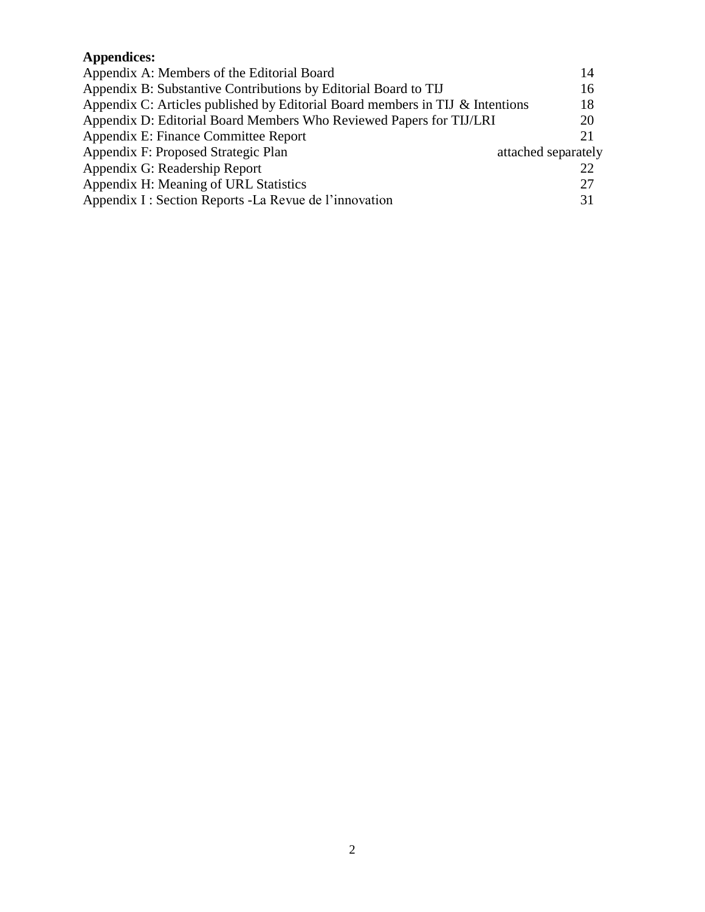**Appendices:**

| | |
|---|---|
| Appendix A: Members of the Editorial Board | 14 |
| Appendix B: Substantive Contributions by Editorial Board to TIJ | 16 |
| Appendix C: Articles published by Editorial Board members in TIJ & Intentions | 18 |
| Appendix D: Editorial Board Members Who Reviewed Papers for TIJ/LRI | 20 |
| Appendix E: Finance Committee Report | 21 |
| Appendix F: Proposed Strategic Plan | attached separately |
| Appendix G: Readership Report | 22 |
| Appendix H: Meaning of URL Statistics | 27 |
| Appendix I : Section Reports -La Revue de l'innovation | 31 |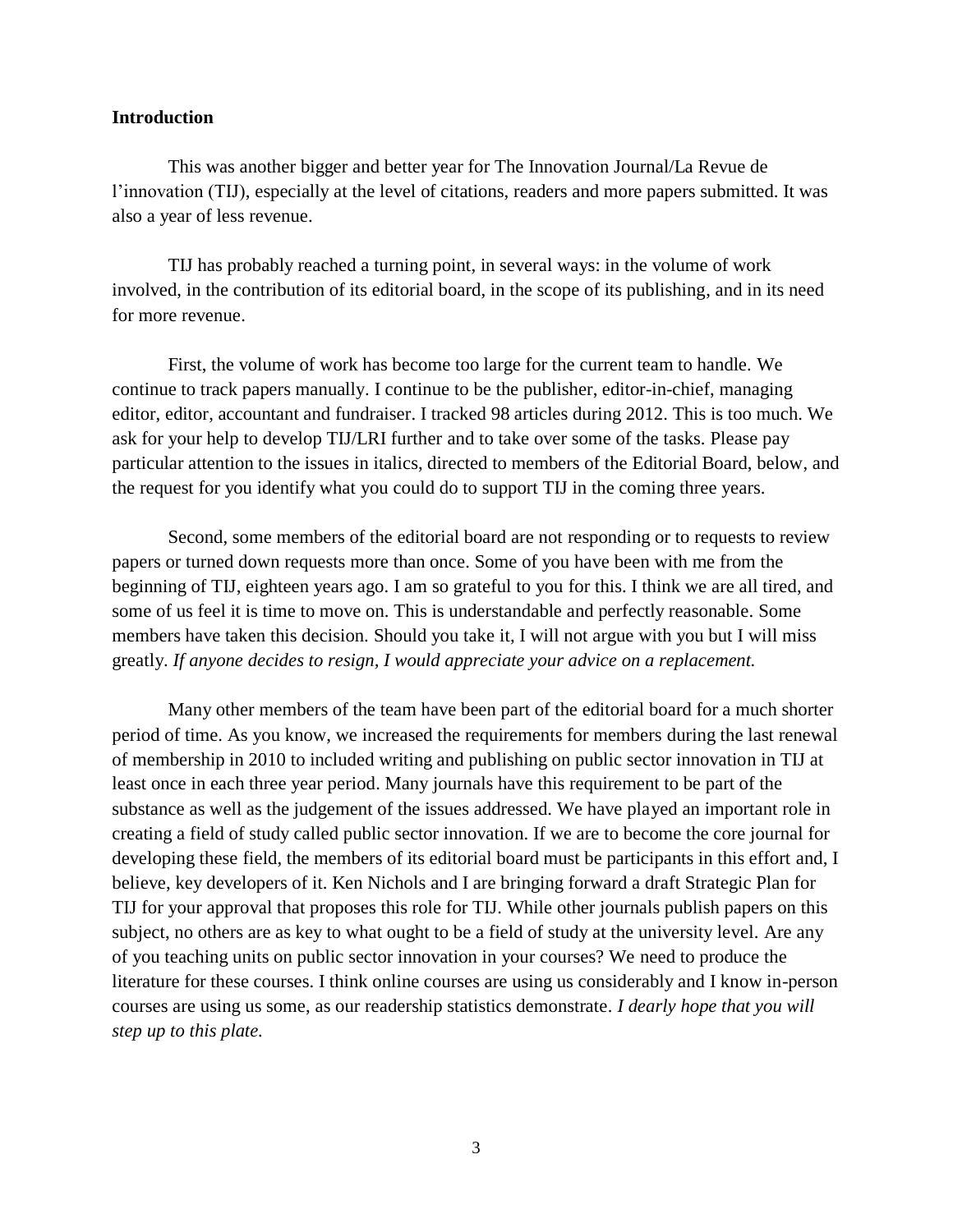**Introduction**

This was another bigger and better year for The Innovation Journal/La Revue de l'innovation (TIJ), especially at the level of citations, readers and more papers submitted. It was also a year of less revenue.

TIJ has probably reached a turning point, in several ways: in the volume of work involved, in the contribution of its editorial board, in the scope of its publishing, and in its need for more revenue.

First, the volume of work has become too large for the current team to handle. We continue to track papers manually. I continue to be the publisher, editor-in-chief, managing editor, editor, accountant and fundraiser. I tracked 98 articles during 2012. This is too much. We ask for your help to develop TIJ/LRI further and to take over some of the tasks. Please pay particular attention to the issues in italics, directed to members of the Editorial Board, below, and the request for you identify what you could do to support TIJ in the coming three years.

Second, some members of the editorial board are not responding or to requests to review papers or turned down requests more than once. Some of you have been with me from the beginning of TIJ, eighteen years ago. I am so grateful to you for this. I think we are all tired, and some of us feel it is time to move on. This is understandable and perfectly reasonable. Some members have taken this decision. Should you take it, I will not argue with you but I will miss greatly. *If anyone decides to resign, I would appreciate your advice on a replacement.*

Many other members of the team have been part of the editorial board for a much shorter period of time. As you know, we increased the requirements for members during the last renewal of membership in 2010 to included writing and publishing on public sector innovation in TIJ at least once in each three year period. Many journals have this requirement to be part of the substance as well as the judgement of the issues addressed. We have played an important role in creating a field of study called public sector innovation. If we are to become the core journal for developing these field, the members of its editorial board must be participants in this effort and, I believe, key developers of it. Ken Nichols and I are bringing forward a draft Strategic Plan for TIJ for your approval that proposes this role for TIJ. While other journals publish papers on this subject, no others are as key to what ought to be a field of study at the university level. Are any of you teaching units on public sector innovation in your courses? We need to produce the literature for these courses. I think online courses are using us considerably and I know in-person courses are using us some, as our readership statistics demonstrate. *I dearly hope that you will step up to this plate.*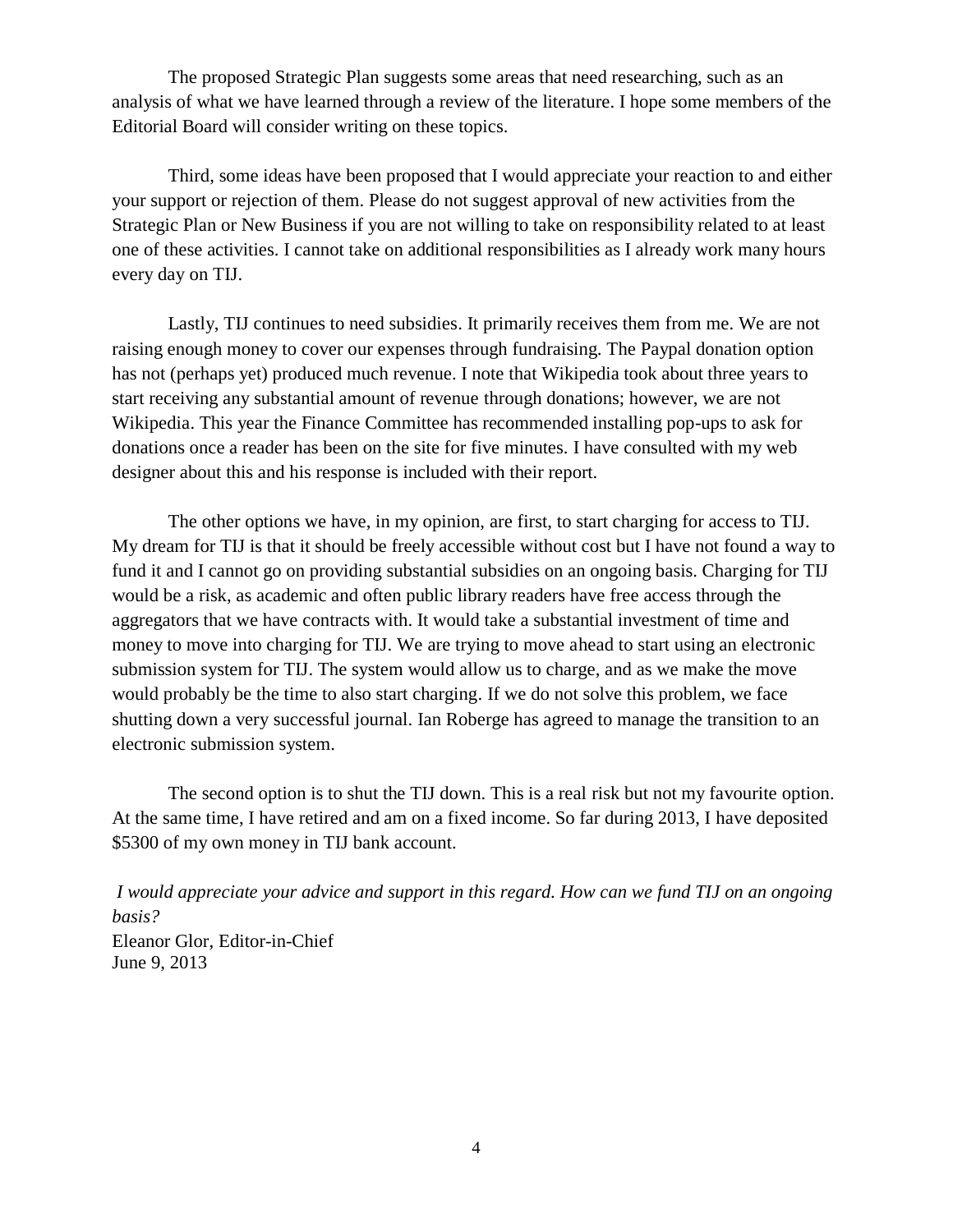The proposed Strategic Plan suggests some areas that need researching, such as an analysis of what we have learned through a review of the literature. I hope some members of the Editorial Board will consider writing on these topics.

Third, some ideas have been proposed that I would appreciate your reaction to and either your support or rejection of them. Please do not suggest approval of new activities from the Strategic Plan or New Business if you are not willing to take on responsibility related to at least one of these activities. I cannot take on additional responsibilities as I already work many hours every day on TIJ.

Lastly, TIJ continues to need subsidies. It primarily receives them from me. We are not raising enough money to cover our expenses through fundraising. The Paypal donation option has not (perhaps yet) produced much revenue. I note that Wikipedia took about three years to start receiving any substantial amount of revenue through donations; however, we are not Wikipedia. This year the Finance Committee has recommended installing pop-ups to ask for donations once a reader has been on the site for five minutes. I have consulted with my web designer about this and his response is included with their report.

The other options we have, in my opinion, are first, to start charging for access to TIJ. My dream for TIJ is that it should be freely accessible without cost but I have not found a way to fund it and I cannot go on providing substantial subsidies on an ongoing basis. Charging for TIJ would be a risk, as academic and often public library readers have free access through the aggregators that we have contracts with. It would take a substantial investment of time and money to move into charging for TIJ. We are trying to move ahead to start using an electronic submission system for TIJ. The system would allow us to charge, and as we make the move would probably be the time to also start charging. If we do not solve this problem, we face shutting down a very successful journal. Ian Roberge has agreed to manage the transition to an electronic submission system.

The second option is to shut the TIJ down. This is a real risk but not my favourite option. At the same time, I have retired and am on a fixed income. So far during 2013, I have deposited $5300 of my own money in TIJ bank account.

*I would appreciate your advice and support in this regard. How can we fund TIJ on an ongoing basis?*

Eleanor Glor, Editor-in-Chief
June 9, 2013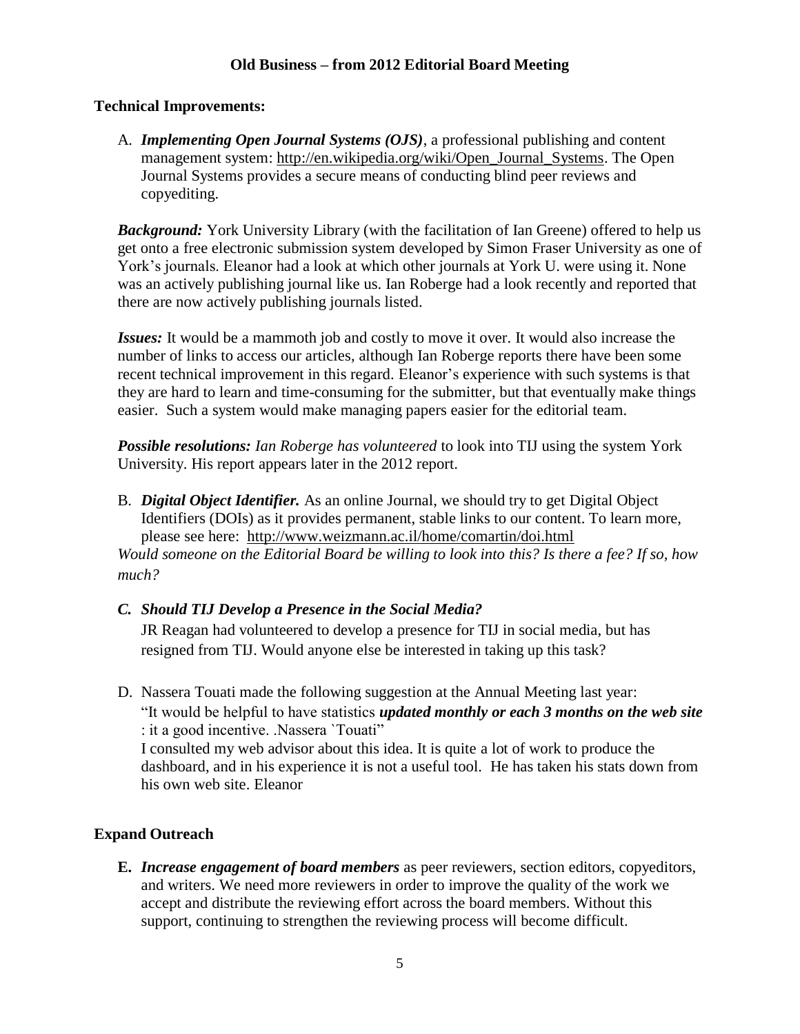## Old Business – from 2012 Editorial Board Meeting

### Technical Improvements:

A. ***Implementing Open Journal Systems (OJS)***, a professional publishing and content management system: http://en.wikipedia.org/wiki/Open_Journal_Systems. The Open Journal Systems provides a secure means of conducting blind peer reviews and copyediting.

***Background:*** York University Library (with the facilitation of Ian Greene) offered to help us get onto a free electronic submission system developed by Simon Fraser University as one of York's journals. Eleanor had a look at which other journals at York U. were using it. None was an actively publishing journal like us. Ian Roberge had a look recently and reported that there are now actively publishing journals listed.

***Issues:*** It would be a mammoth job and costly to move it over. It would also increase the number of links to access our articles, although Ian Roberge reports there have been some recent technical improvement in this regard. Eleanor's experience with such systems is that they are hard to learn and time-consuming for the submitter, but that eventually make things easier. Such a system would make managing papers easier for the editorial team.

***Possible resolutions:*** *Ian Roberge has volunteered* to look into TIJ using the system York University. His report appears later in the 2012 report.

B. ***Digital Object Identifier.*** As an online Journal, we should try to get Digital Object Identifiers (DOIs) as it provides permanent, stable links to our content. To learn more, please see here: http://www.weizmann.ac.il/home/comartin/doi.html

*Would someone on the Editorial Board be willing to look into this? Is there a fee? If so, how much?*

C. ***Should TIJ Develop a Presence in the Social Media?***

JR Reagan had volunteered to develop a presence for TIJ in social media, but has resigned from TIJ. Would anyone else be interested in taking up this task?

D. Nassera Touati made the following suggestion at the Annual Meeting last year:

"It would be helpful to have statistics ***updated monthly or each 3 months on the web site*** : it a good incentive. .Nassera `Touati"

I consulted my web advisor about this idea. It is quite a lot of work to produce the dashboard, and in his experience it is not a useful tool. He has taken his stats down from his own web site. Eleanor

### Expand Outreach

**E.** ***Increase engagement of board members*** as peer reviewers, section editors, copyeditors, and writers. We need more reviewers in order to improve the quality of the work we accept and distribute the reviewing effort across the board members. Without this support, continuing to strengthen the reviewing process will become difficult.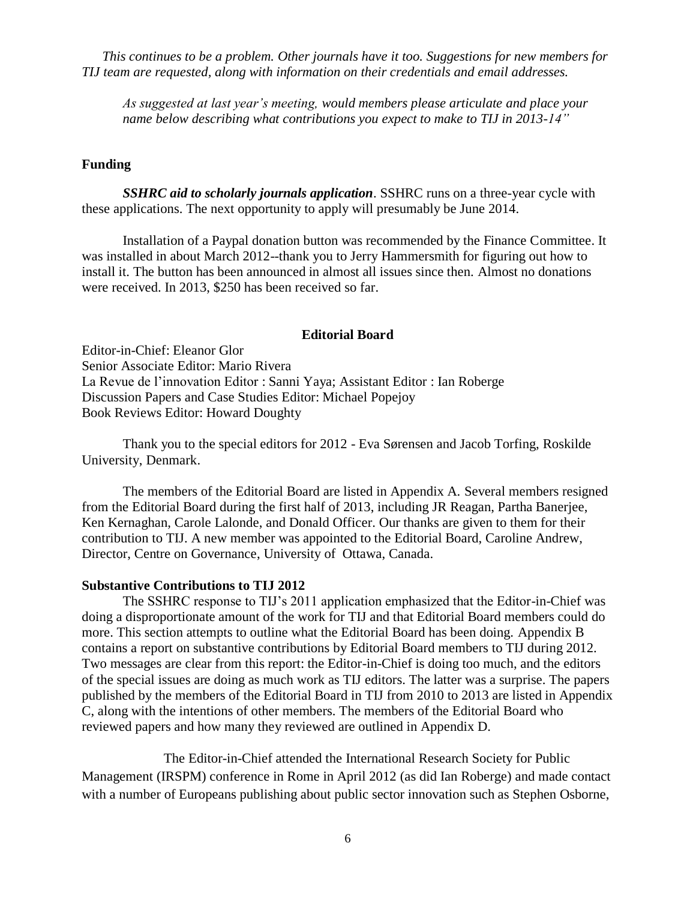*This continues to be a problem. Other journals have it too. Suggestions for new members for TIJ team are requested, along with information on their credentials and email addresses.*

*As suggested at last year's meeting, would members please articulate and place your name below describing what contributions you expect to make to TIJ in 2013-14"*

## Funding

***SSHRC aid to scholarly journals application***. SSHRC runs on a three-year cycle with these applications. The next opportunity to apply will presumably be June 2014.

Installation of a Paypal donation button was recommended by the Finance Committee. It was installed in about March 2012--thank you to Jerry Hammersmith for figuring out how to install it. The button has been announced in almost all issues since then. Almost no donations were received. In 2013, $250 has been received so far.

## Editorial Board

Editor-in-Chief: Eleanor Glor
Senior Associate Editor: Mario Rivera
La Revue de l'innovation Editor : Sanni Yaya; Assistant Editor : Ian Roberge
Discussion Papers and Case Studies Editor: Michael Popejoy
Book Reviews Editor: Howard Doughty

Thank you to the special editors for 2012 - Eva Sørensen and Jacob Torfing, Roskilde University, Denmark.

The members of the Editorial Board are listed in Appendix A. Several members resigned from the Editorial Board during the first half of 2013, including JR Reagan, Partha Banerjee, Ken Kernaghan, Carole Lalonde, and Donald Officer. Our thanks are given to them for their contribution to TIJ. A new member was appointed to the Editorial Board, Caroline Andrew, Director, Centre on Governance, University of Ottawa, Canada.

## Substantive Contributions to TIJ 2012

The SSHRC response to TIJ's 2011 application emphasized that the Editor-in-Chief was doing a disproportionate amount of the work for TIJ and that Editorial Board members could do more. This section attempts to outline what the Editorial Board has been doing. Appendix B contains a report on substantive contributions by Editorial Board members to TIJ during 2012. Two messages are clear from this report: the Editor-in-Chief is doing too much, and the editors of the special issues are doing as much work as TIJ editors. The latter was a surprise. The papers published by the members of the Editorial Board in TIJ from 2010 to 2013 are listed in Appendix C, along with the intentions of other members. The members of the Editorial Board who reviewed papers and how many they reviewed are outlined in Appendix D.

The Editor-in-Chief attended the International Research Society for Public Management (IRSPM) conference in Rome in April 2012 (as did Ian Roberge) and made contact with a number of Europeans publishing about public sector innovation such as Stephen Osborne,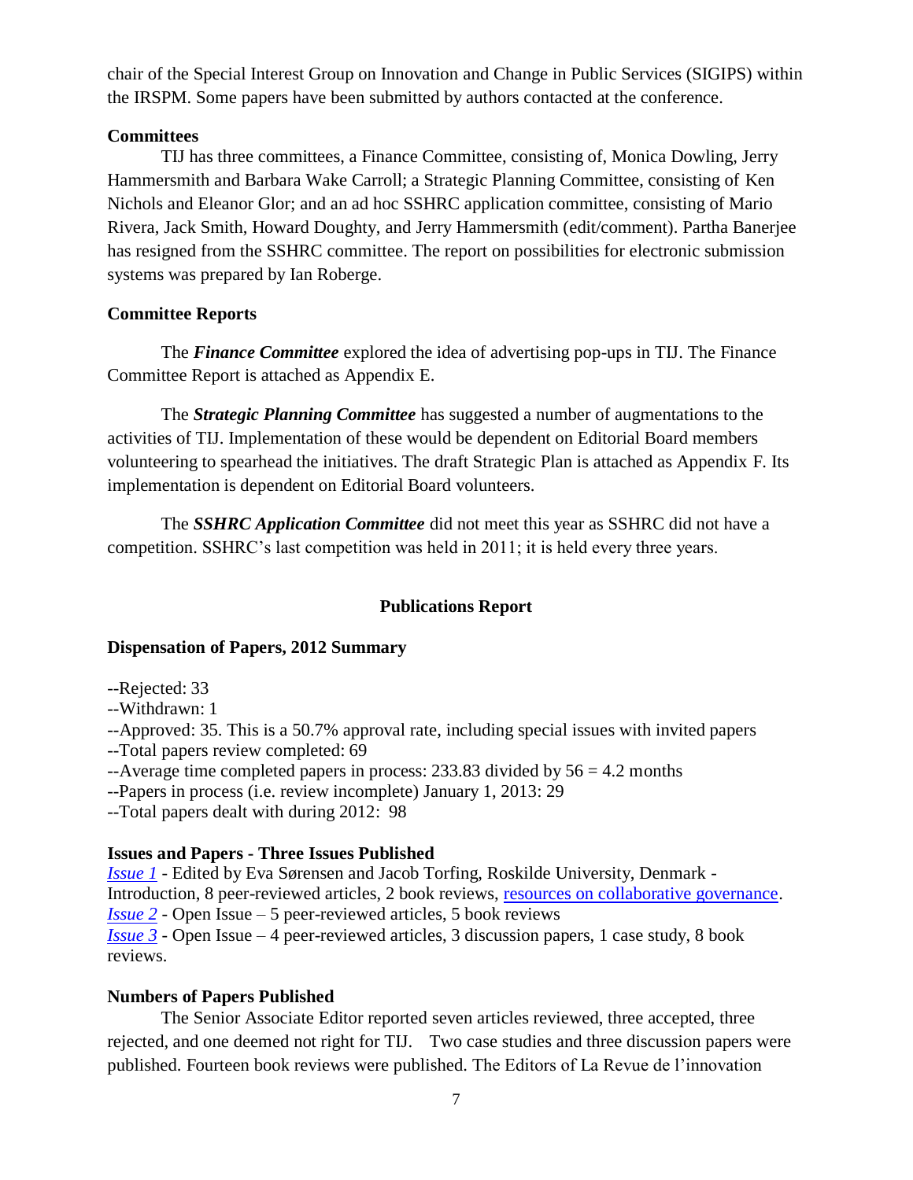chair of the Special Interest Group on Innovation and Change in Public Services (SIGIPS) within the IRSPM. Some papers have been submitted by authors contacted at the conference.

**Committees**

TIJ has three committees, a Finance Committee, consisting of, Monica Dowling, Jerry Hammersmith and Barbara Wake Carroll; a Strategic Planning Committee, consisting of Ken Nichols and Eleanor Glor; and an ad hoc SSHRC application committee, consisting of Mario Rivera, Jack Smith, Howard Doughty, and Jerry Hammersmith (edit/comment). Partha Banerjee has resigned from the SSHRC committee. The report on possibilities for electronic submission systems was prepared by Ian Roberge.

**Committee Reports**

The ***Finance Committee*** explored the idea of advertising pop-ups in TIJ. The Finance Committee Report is attached as Appendix E.

The ***Strategic Planning Committee*** has suggested a number of augmentations to the activities of TIJ. Implementation of these would be dependent on Editorial Board members volunteering to spearhead the initiatives. The draft Strategic Plan is attached as Appendix F. Its implementation is dependent on Editorial Board volunteers.

The ***SSHRC Application Committee*** did not meet this year as SSHRC did not have a competition. SSHRC's last competition was held in 2011; it is held every three years.

## Publications Report

**Dispensation of Papers, 2012 Summary**

--Rejected: 33
--Withdrawn: 1
--Approved: 35. This is a 50.7% approval rate, including special issues with invited papers
--Total papers review completed: 69
--Average time completed papers in process: 233.83 divided by 56 = 4.2 months
--Papers in process (i.e. review incomplete) January 1, 2013: 29
--Total papers dealt with during 2012: 98

**Issues and Papers - Three Issues Published**

*Issue 1* - Edited by Eva Sørensen and Jacob Torfing, Roskilde University, Denmark - Introduction, 8 peer-reviewed articles, 2 book reviews, resources on collaborative governance.
*Issue 2* - Open Issue – 5 peer-reviewed articles, 5 book reviews
*Issue 3* - Open Issue – 4 peer-reviewed articles, 3 discussion papers, 1 case study, 8 book reviews.

**Numbers of Papers Published**

The Senior Associate Editor reported seven articles reviewed, three accepted, three rejected, and one deemed not right for TIJ. Two case studies and three discussion papers were published. Fourteen book reviews were published. The Editors of La Revue de l'innovation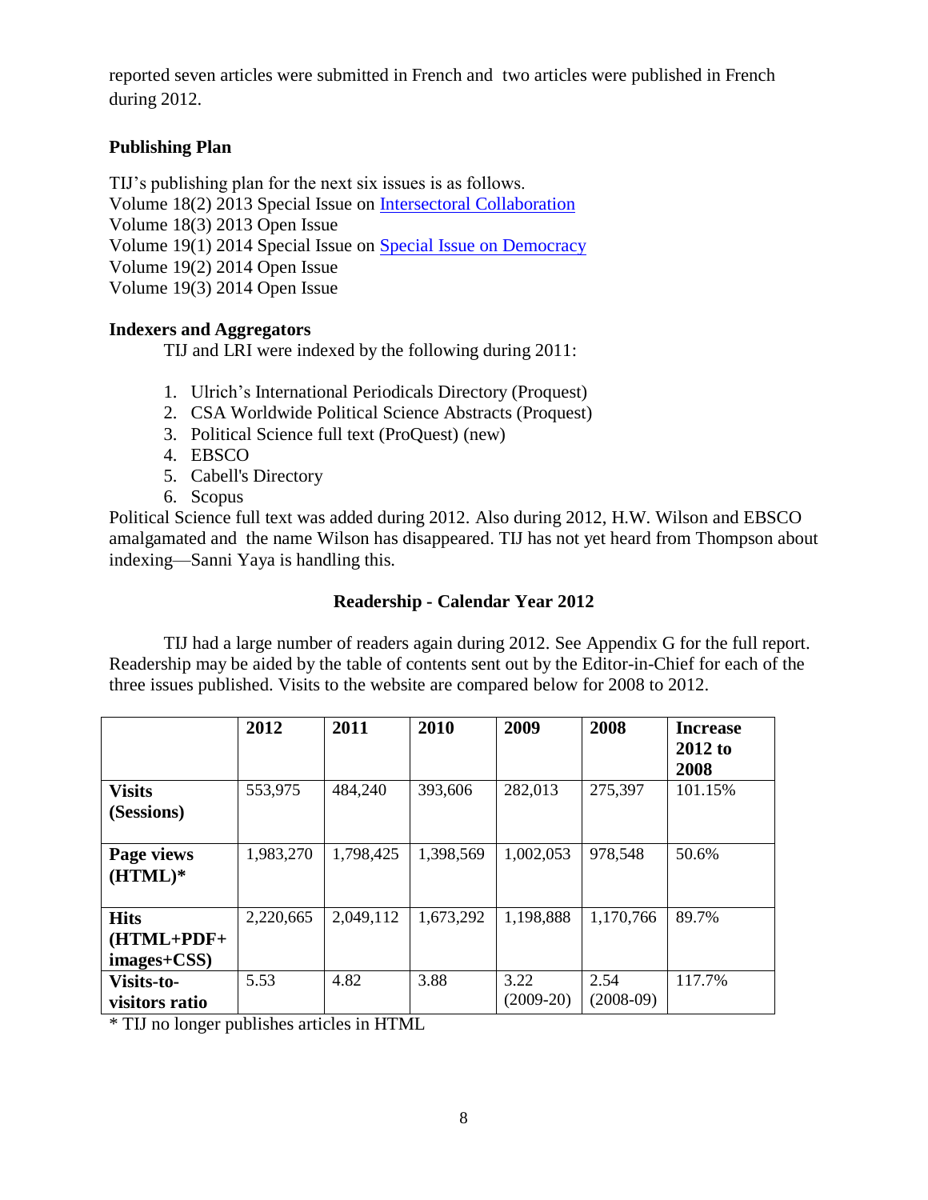reported seven articles were submitted in French and two articles were published in French during 2012.

**Publishing Plan**

TIJ's publishing plan for the next six issues is as follows.
Volume 18(2) 2013 Special Issue on [Intersectoral Collaboration]
Volume 18(3) 2013 Open Issue
Volume 19(1) 2014 Special Issue on [Special Issue on Democracy]
Volume 19(2) 2014 Open Issue
Volume 19(3) 2014 Open Issue

**Indexers and Aggregators**

TIJ and LRI were indexed by the following during 2011:

1. Ulrich's International Periodicals Directory (Proquest)
2. CSA Worldwide Political Science Abstracts (Proquest)
3. Political Science full text (ProQuest) (new)
4. EBSCO
5. Cabell's Directory
6. Scopus

Political Science full text was added during 2012. Also during 2012, H.W. Wilson and EBSCO amalgamated and the name Wilson has disappeared. TIJ has not yet heard from Thompson about indexing—Sanni Yaya is handling this.

**Readership - Calendar Year 2012**

TIJ had a large number of readers again during 2012. See Appendix G for the full report. Readership may be aided by the table of contents sent out by the Editor-in-Chief for each of the three issues published. Visits to the website are compared below for 2008 to 2012.

| | **2012** | **2011** | **2010** | **2009** | **2008** | **Increase 2012 to 2008** |
|---|---|---|---|---|---|---|
| **Visits (Sessions)** | 553,975 | 484,240 | 393,606 | 282,013 | 275,397 | 101.15% |
| **Page views (HTML)*** | 1,983,270 | 1,798,425 | 1,398,569 | 1,002,053 | 978,548 | 50.6% |
| **Hits (HTML+PDF+ images+CSS)** | 2,220,665 | 2,049,112 | 1,673,292 | 1,198,888 | 1,170,766 | 89.7% |
| **Visits-to-visitors ratio** | 5.53 | 4.82 | 3.88 | 3.22 (2009-20) | 2.54 (2008-09) | 117.7% |

* TIJ no longer publishes articles in HTML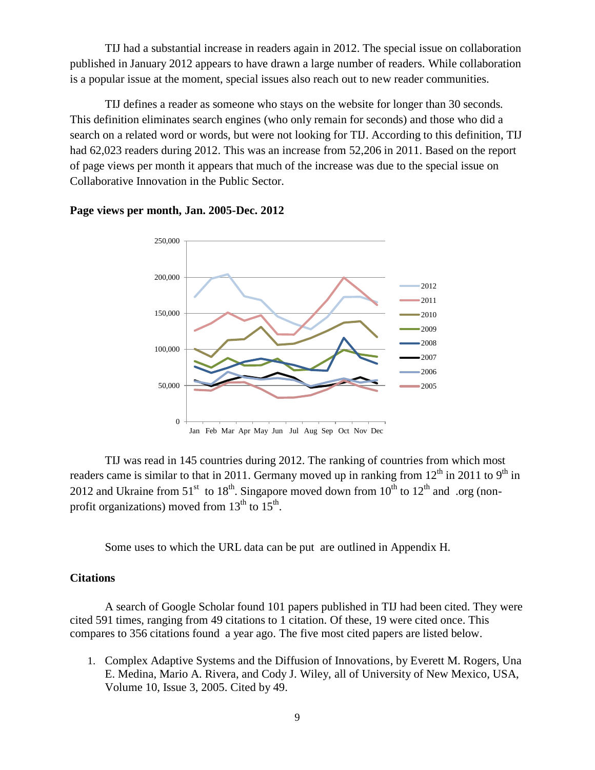TIJ had a substantial increase in readers again in 2012. The special issue on collaboration published in January 2012 appears to have drawn a large number of readers. While collaboration is a popular issue at the moment, special issues also reach out to new reader communities.

TIJ defines a reader as someone who stays on the website for longer than 30 seconds. This definition eliminates search engines (who only remain for seconds) and those who did a search on a related word or words, but were not looking for TIJ. According to this definition, TIJ had 62,023 readers during 2012. This was an increase from 52,206 in 2011. Based on the report of page views per month it appears that much of the increase was due to the special issue on Collaborative Innovation in the Public Sector.

**Page views per month, Jan. 2005-Dec. 2012**

TIJ was read in 145 countries during 2012. The ranking of countries from which most readers came is similar to that in 2011. Germany moved up in ranking from 12th in 2011 to 9th in 2012 and Ukraine from 51st to 18th. Singapore moved down from 10th to 12th and .org (non-profit organizations) moved from 13th to 15th.

Some uses to which the URL data can be put are outlined in Appendix H.

### Citations

A search of Google Scholar found 101 papers published in TIJ had been cited. They were cited 591 times, ranging from 49 citations to 1 citation. Of these, 19 were cited once. This compares to 356 citations found a year ago. The five most cited papers are listed below.

1. Complex Adaptive Systems and the Diffusion of Innovations, by Everett M. Rogers, Una E. Medina, Mario A. Rivera, and Cody J. Wiley, all of University of New Mexico, USA, Volume 10, Issue 3, 2005. Cited by 49.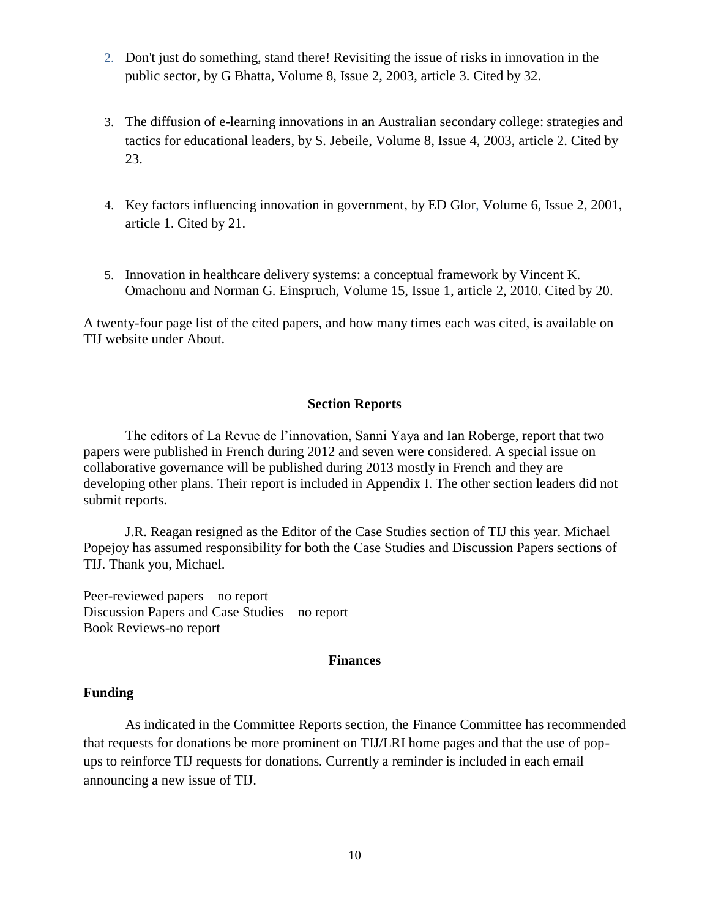2. Don't just do something, stand there! Revisiting the issue of risks in innovation in the public sector, by G Bhatta, Volume 8, Issue 2, 2003, article 3. Cited by 32.

3. The diffusion of e-learning innovations in an Australian secondary college: strategies and tactics for educational leaders, by S. Jebeile, Volume 8, Issue 4, 2003, article 2. Cited by 23.

4. Key factors influencing innovation in government, by ED Glor, Volume 6, Issue 2, 2001, article 1. Cited by 21.

5. Innovation in healthcare delivery systems: a conceptual framework by Vincent K. Omachonu and Norman G. Einspruch, Volume 15, Issue 1, article 2, 2010. Cited by 20.

A twenty-four page list of the cited papers, and how many times each was cited, is available on TIJ website under About.

## Section Reports

The editors of La Revue de l'innovation, Sanni Yaya and Ian Roberge, report that two papers were published in French during 2012 and seven were considered. A special issue on collaborative governance will be published during 2013 mostly in French and they are developing other plans. Their report is included in Appendix I. The other section leaders did not submit reports.

J.R. Reagan resigned as the Editor of the Case Studies section of TIJ this year. Michael Popejoy has assumed responsibility for both the Case Studies and Discussion Papers sections of TIJ. Thank you, Michael.

Peer-reviewed papers – no report
Discussion Papers and Case Studies – no report
Book Reviews-no report

## Finances

### Funding

As indicated in the Committee Reports section, the Finance Committee has recommended that requests for donations be more prominent on TIJ/LRI home pages and that the use of pop-ups to reinforce TIJ requests for donations. Currently a reminder is included in each email announcing a new issue of TIJ.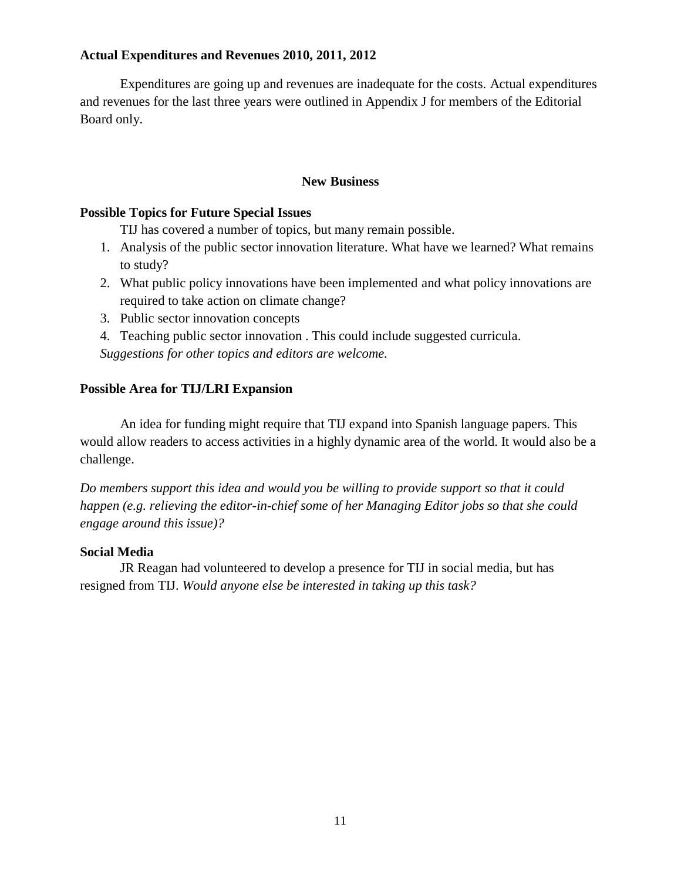**Actual Expenditures and Revenues 2010, 2011, 2012**

Expenditures are going up and revenues are inadequate for the costs. Actual expenditures and revenues for the last three years were outlined in Appendix J for members of the Editorial Board only.

## New Business

**Possible Topics for Future Special Issues**

TIJ has covered a number of topics, but many remain possible.

1. Analysis of the public sector innovation literature. What have we learned? What remains to study?
2. What public policy innovations have been implemented and what policy innovations are required to take action on climate change?
3. Public sector innovation concepts
4. Teaching public sector innovation . This could include suggested curricula.

*Suggestions for other topics and editors are welcome.*

**Possible Area for TIJ/LRI Expansion**

An idea for funding might require that TIJ expand into Spanish language papers. This would allow readers to access activities in a highly dynamic area of the world. It would also be a challenge.

*Do members support this idea and would you be willing to provide support so that it could happen (e.g. relieving the editor-in-chief some of her Managing Editor jobs so that she could engage around this issue)?*

**Social Media**

JR Reagan had volunteered to develop a presence for TIJ in social media, but has resigned from TIJ. *Would anyone else be interested in taking up this task?*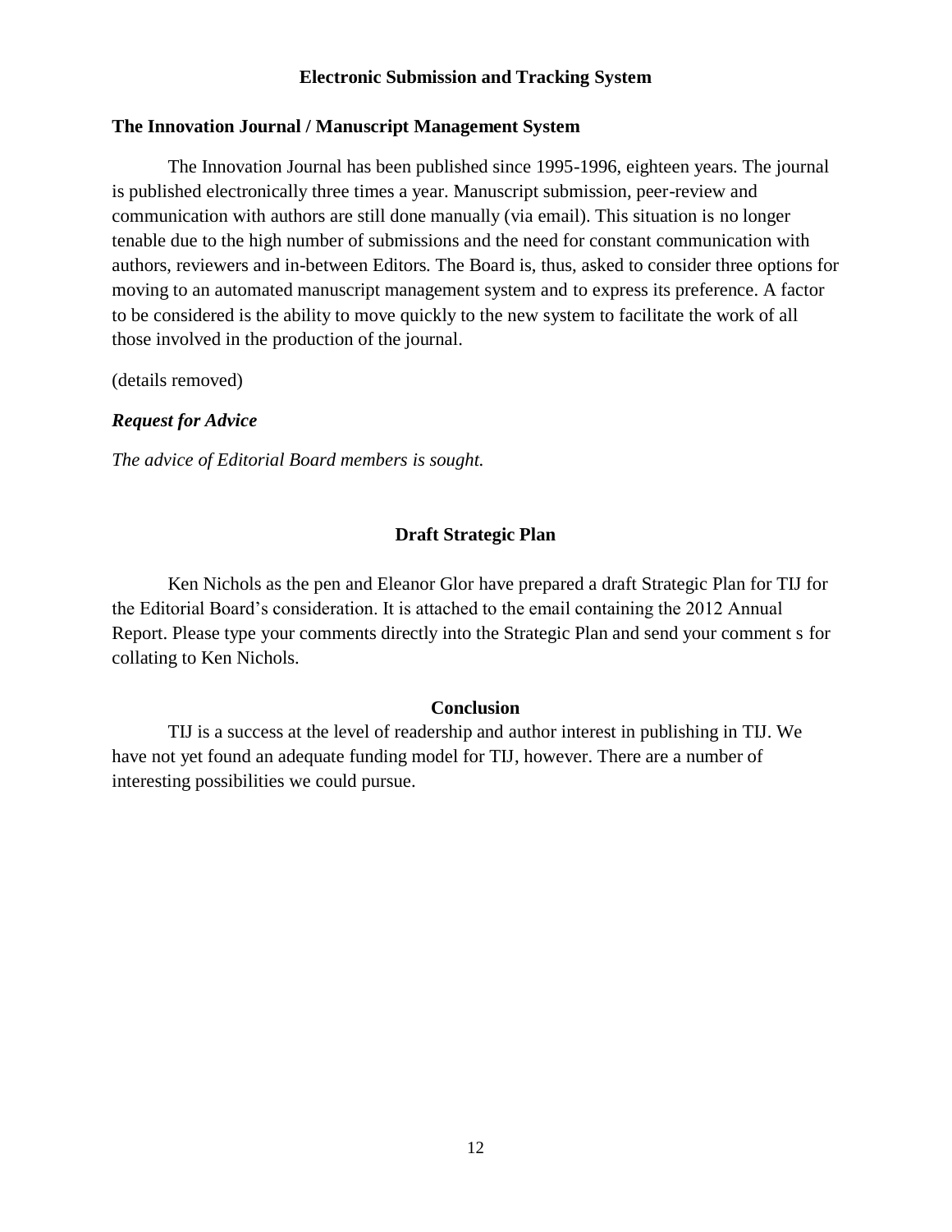## Electronic Submission and Tracking System

### The Innovation Journal / Manuscript Management System

The Innovation Journal has been published since 1995-1996, eighteen years. The journal is published electronically three times a year. Manuscript submission, peer-review and communication with authors are still done manually (via email). This situation is no longer tenable due to the high number of submissions and the need for constant communication with authors, reviewers and in-between Editors. The Board is, thus, asked to consider three options for moving to an automated manuscript management system and to express its preference. A factor to be considered is the ability to move quickly to the new system to facilitate the work of all those involved in the production of the journal.

(details removed)

***Request for Advice***

*The advice of Editorial Board members is sought.*

## Draft Strategic Plan

Ken Nichols as the pen and Eleanor Glor have prepared a draft Strategic Plan for TIJ for the Editorial Board's consideration. It is attached to the email containing the 2012 Annual Report. Please type your comments directly into the Strategic Plan and send your comment s for collating to Ken Nichols.

## Conclusion

TIJ is a success at the level of readership and author interest in publishing in TIJ. We have not yet found an adequate funding model for TIJ, however. There are a number of interesting possibilities we could pursue.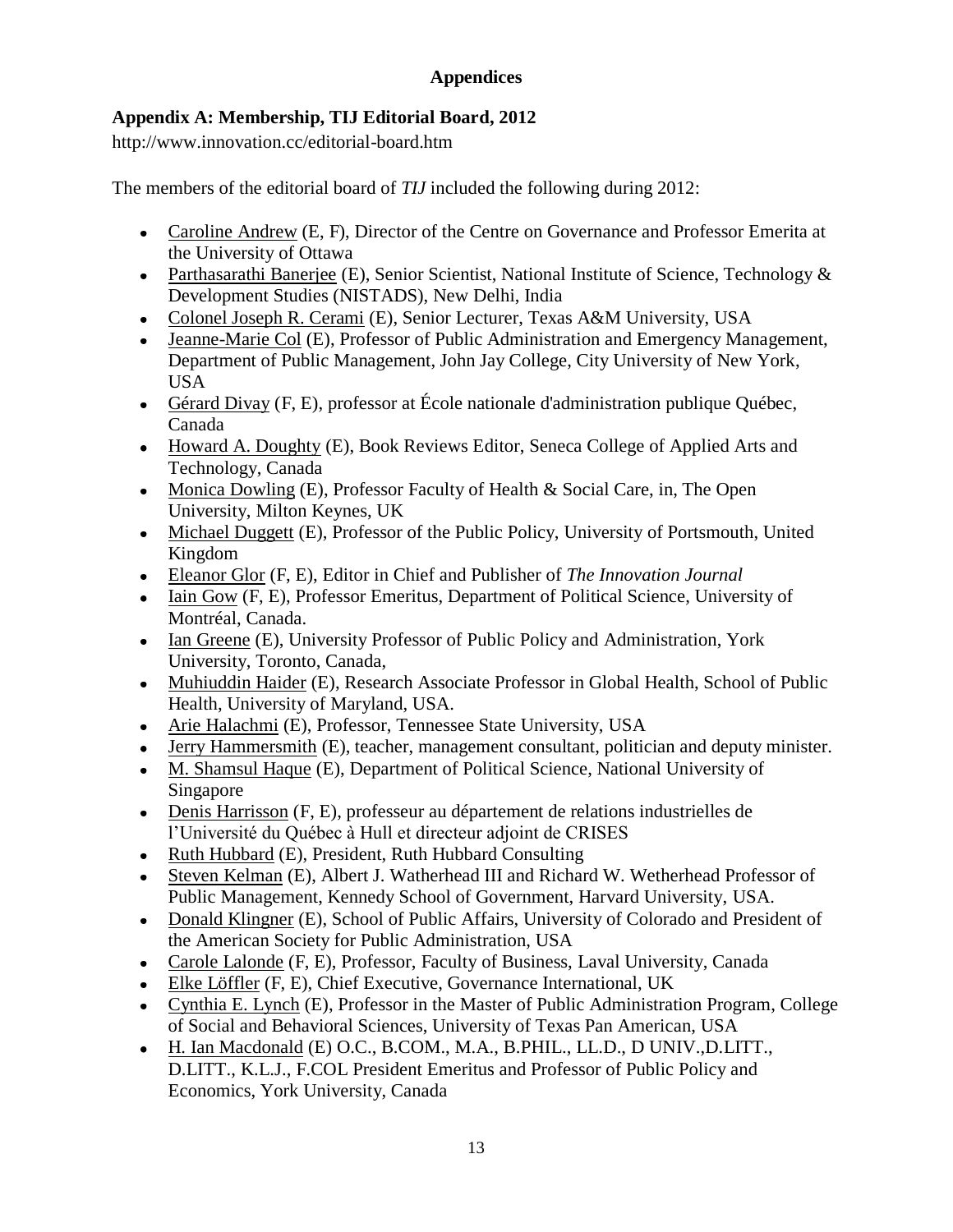## Appendices

### Appendix A: Membership, TIJ Editorial Board, 2012

http://www.innovation.cc/editorial-board.htm

The members of the editorial board of *TIJ* included the following during 2012:

- Caroline Andrew (E, F), Director of the Centre on Governance and Professor Emerita at the University of Ottawa
- Parthasarathi Banerjee (E), Senior Scientist, National Institute of Science, Technology & Development Studies (NISTADS), New Delhi, India
- Colonel Joseph R. Cerami (E), Senior Lecturer, Texas A&M University, USA
- Jeanne-Marie Col (E), Professor of Public Administration and Emergency Management, Department of Public Management, John Jay College, City University of New York, USA
- Gérard Divay (F, E), professor at École nationale d'administration publique Québec, Canada
- Howard A. Doughty (E), Book Reviews Editor, Seneca College of Applied Arts and Technology, Canada
- Monica Dowling (E), Professor Faculty of Health & Social Care, in, The Open University, Milton Keynes, UK
- Michael Duggett (E), Professor of the Public Policy, University of Portsmouth, United Kingdom
- Eleanor Glor (F, E), Editor in Chief and Publisher of *The Innovation Journal*
- Iain Gow (F, E), Professor Emeritus, Department of Political Science, University of Montréal, Canada.
- Ian Greene (E), University Professor of Public Policy and Administration, York University, Toronto, Canada,
- Muhiuddin Haider (E), Research Associate Professor in Global Health, School of Public Health, University of Maryland, USA.
- Arie Halachmi (E), Professor, Tennessee State University, USA
- Jerry Hammersmith (E), teacher, management consultant, politician and deputy minister.
- M. Shamsul Haque (E), Department of Political Science, National University of Singapore
- Denis Harrisson (F, E), professeur au département de relations industrielles de l'Université du Québec à Hull et directeur adjoint de CRISES
- Ruth Hubbard (E), President, Ruth Hubbard Consulting
- Steven Kelman (E), Albert J. Watherhead III and Richard W. Wetherhead Professor of Public Management, Kennedy School of Government, Harvard University, USA.
- Donald Klingner (E), School of Public Affairs, University of Colorado and President of the American Society for Public Administration, USA
- Carole Lalonde (F, E), Professor, Faculty of Business, Laval University, Canada
- Elke Löffler (F, E), Chief Executive, Governance International, UK
- Cynthia E. Lynch (E), Professor in the Master of Public Administration Program, College of Social and Behavioral Sciences, University of Texas Pan American, USA
- H. Ian Macdonald (E) O.C., B.COM., M.A., B.PHIL., LL.D., D UNIV.,D.LITT., D.LITT., K.L.J., F.COL President Emeritus and Professor of Public Policy and Economics, York University, Canada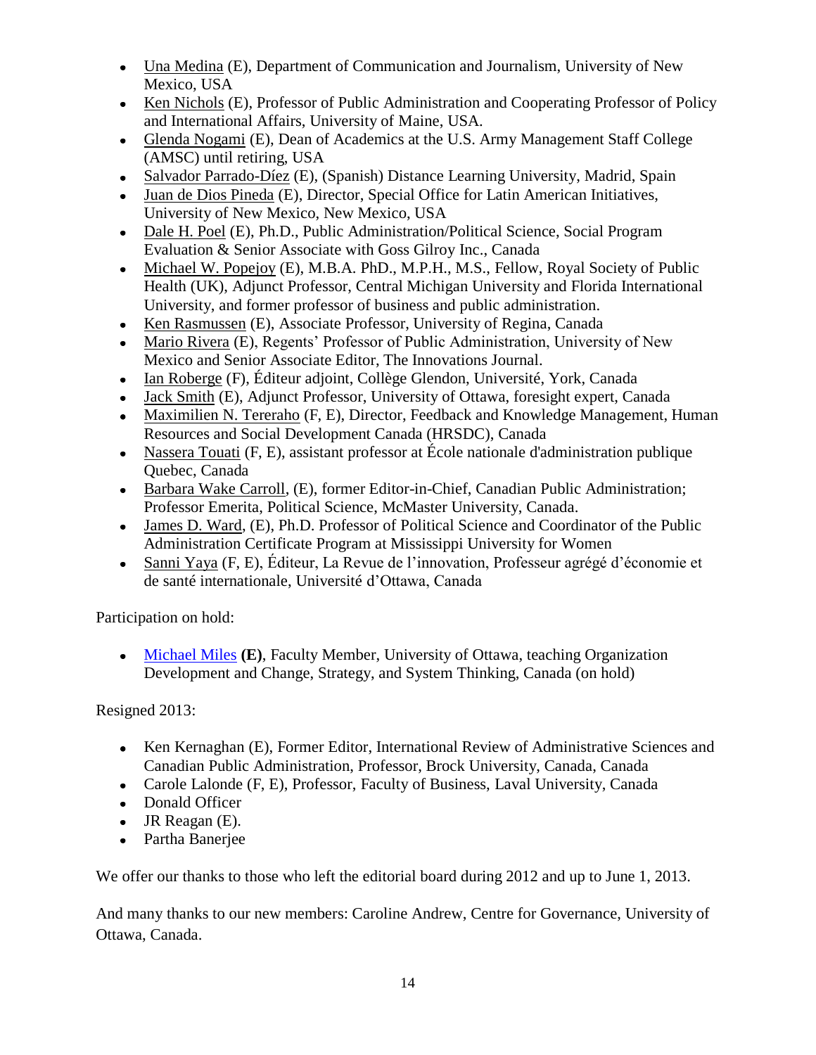- Una Medina (E), Department of Communication and Journalism, University of New Mexico, USA
- Ken Nichols (E), Professor of Public Administration and Cooperating Professor of Policy and International Affairs, University of Maine, USA.
- Glenda Nogami (E), Dean of Academics at the U.S. Army Management Staff College (AMSC) until retiring, USA
- Salvador Parrado-Díez (E), (Spanish) Distance Learning University, Madrid, Spain
- Juan de Dios Pineda (E), Director, Special Office for Latin American Initiatives, University of New Mexico, New Mexico, USA
- Dale H. Poel (E), Ph.D., Public Administration/Political Science, Social Program Evaluation & Senior Associate with Goss Gilroy Inc., Canada
- Michael W. Popejoy (E), M.B.A. PhD., M.P.H., M.S., Fellow, Royal Society of Public Health (UK), Adjunct Professor, Central Michigan University and Florida International University, and former professor of business and public administration.
- Ken Rasmussen (E), Associate Professor, University of Regina, Canada
- Mario Rivera (E), Regents' Professor of Public Administration, University of New Mexico and Senior Associate Editor, The Innovations Journal.
- Ian Roberge (F), Éditeur adjoint, Collège Glendon, Université, York, Canada
- Jack Smith (E), Adjunct Professor, University of Ottawa, foresight expert, Canada
- Maximilien N. Tereraho (F, E), Director, Feedback and Knowledge Management, Human Resources and Social Development Canada (HRSDC), Canada
- Nassera Touati (F, E), assistant professor at École nationale d'administration publique Quebec, Canada
- Barbara Wake Carroll, (E), former Editor-in-Chief, Canadian Public Administration; Professor Emerita, Political Science, McMaster University, Canada.
- James D. Ward, (E), Ph.D. Professor of Political Science and Coordinator of the Public Administration Certificate Program at Mississippi University for Women
- Sanni Yaya (F, E), Éditeur, La Revue de l'innovation, Professeur agrégé d'économie et de santé internationale, Université d'Ottawa, Canada

Participation on hold:

- Michael Miles **(E)**, Faculty Member, University of Ottawa, teaching Organization Development and Change, Strategy, and System Thinking, Canada (on hold)

Resigned 2013:

- Ken Kernaghan (E), Former Editor, International Review of Administrative Sciences and Canadian Public Administration, Professor, Brock University, Canada, Canada
- Carole Lalonde (F, E), Professor, Faculty of Business, Laval University, Canada
- Donald Officer
- JR Reagan (E).
- Partha Banerjee

We offer our thanks to those who left the editorial board during 2012 and up to June 1, 2013.

And many thanks to our new members: Caroline Andrew, Centre for Governance, University of Ottawa, Canada.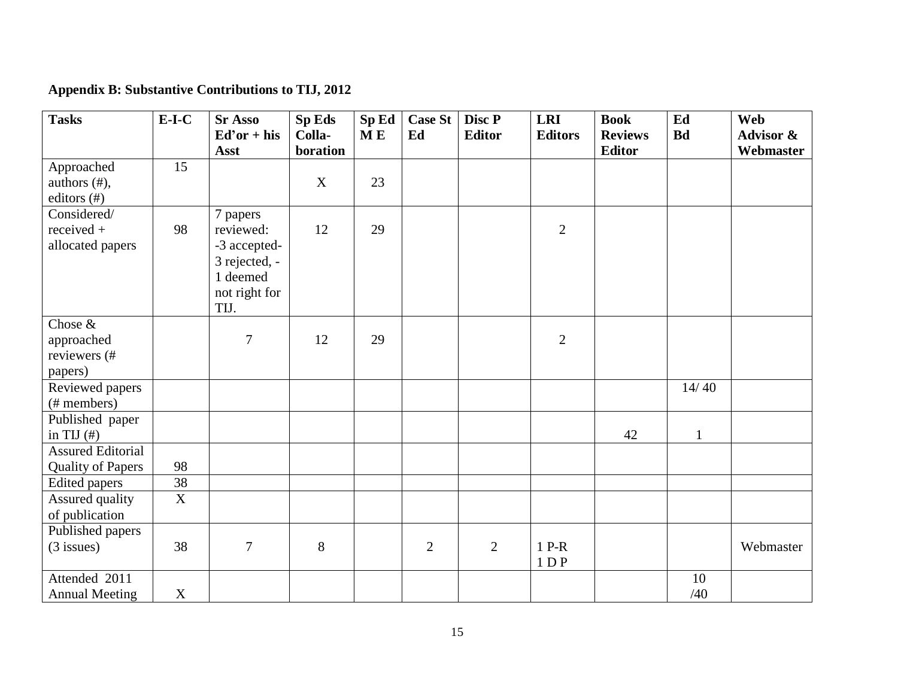**Appendix B: Substantive Contributions to TIJ, 2012**

| Tasks | E-I-C | Sr Asso Ed'or + his Asst | Sp Eds Colla-boration | Sp Ed M E | Case St Ed | Disc P Editor | LRI Editors | Book Reviews Editor | Ed Bd | Web Advisor & Webmaster |
|---|---|---|---|---|---|---|---|---|---|---|
| Approached authors (#), editors (#) | 15 | | X | 23 | | | | | | |
| Considered/ received + allocated papers | 98 | 7 papers reviewed: -3 accepted- 3 rejected, - 1 deemed not right for TIJ. | 12 | 29 | | | 2 | | | |
| Chose & approached reviewers (# papers) | | 7 | 12 | 29 | | | 2 | | | |
| Reviewed papers (# members) | | | | | | | | | 14/ 40 | |
| Published paper in TIJ (#) | | | | | | | | 42 | 1 | |
| Assured Editorial Quality of Papers | 98 | | | | | | | | | |
| Edited papers | 38 | | | | | | | | | |
| Assured quality of publication | X | | | | | | | | | |
| Published papers (3 issues) | 38 | 7 | 8 | | 2 | 2 | 1 P-R 1 D P | | | Webmaster |
| Attended 2011 Annual Meeting | X | | | | | | | | 10 /40 | |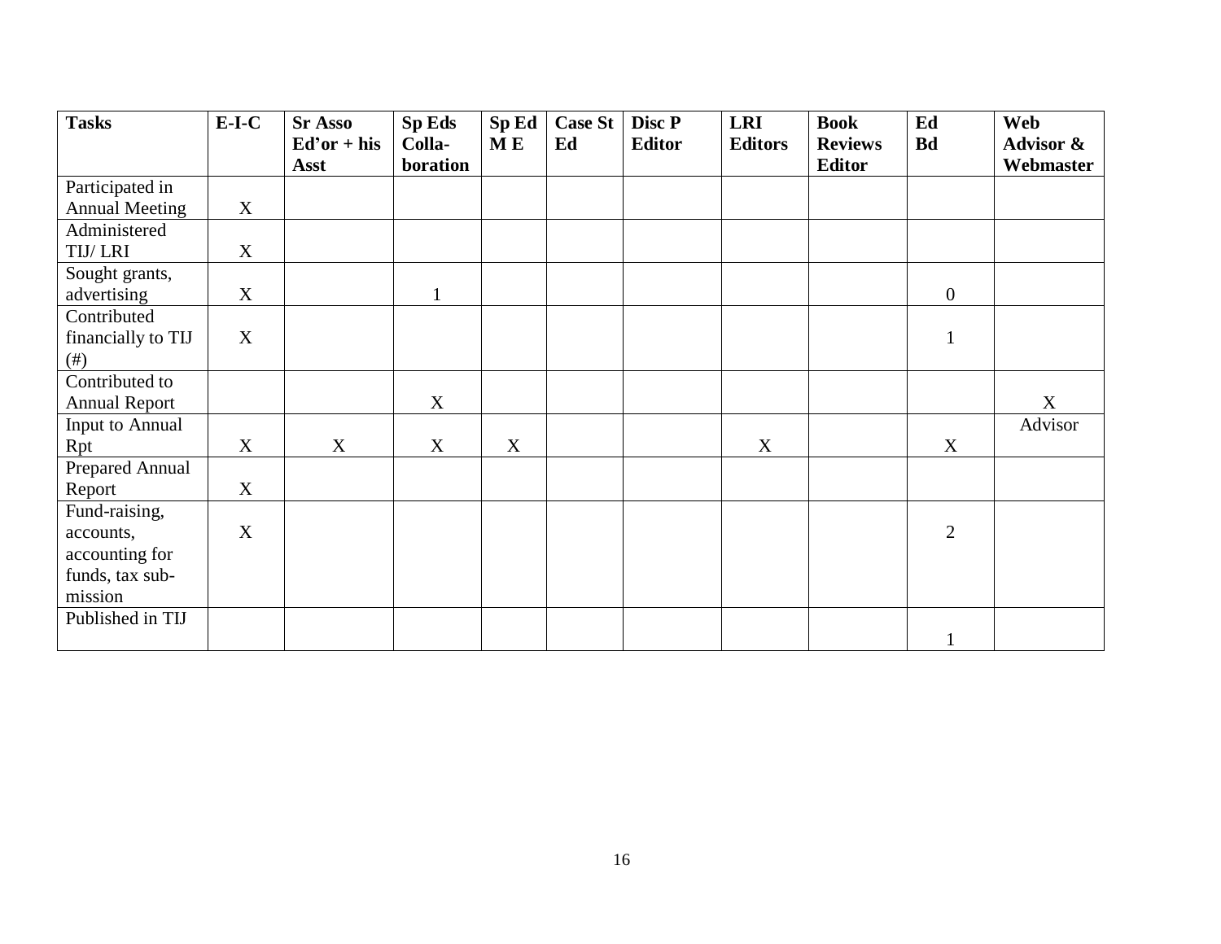| Tasks | E-I-C | Sr Asso Ed'or + his Asst | Sp Eds Colla-boration | Sp Ed M E | Case St Ed | Disc P Editor | LRI Editors | Book Reviews Editor | Ed Bd | Web Advisor & Webmaster |
|---|---|---|---|---|---|---|---|---|---|---|
| Participated in Annual Meeting | X | | | | | | | | | |
| Administered TIJ/ LRI | X | | | | | | | | | |
| Sought grants, advertising | X | | 1 | | | | | | 0 | |
| Contributed financially to TIJ (#) | X | | | | | | | | 1 | |
| Contributed to Annual Report | | | X | | | | | | | X |
| Input to Annual Rpt | X | X | X | X | | | X | | X | Advisor |
| Prepared Annual Report | X | | | | | | | | | |
| Fund-raising, accounts, accounting for funds, tax sub-mission | X | | | | | | | | 2 | |
| Published in TIJ | | | | | | | | | 1 | |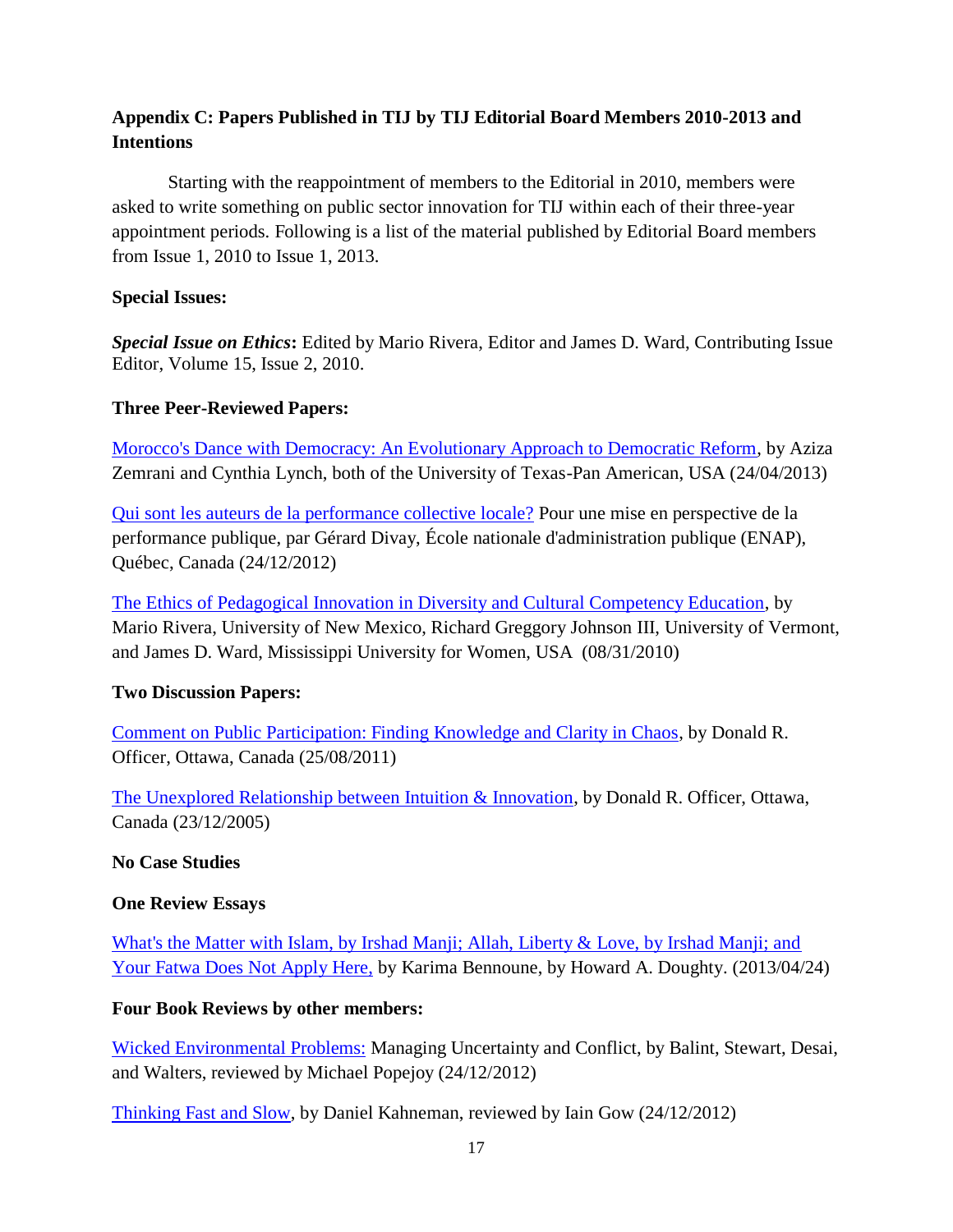### Appendix C: Papers Published in TIJ by TIJ Editorial Board Members 2010-2013 and Intentions

Starting with the reappointment of members to the Editorial in 2010, members were asked to write something on public sector innovation for TIJ within each of their three-year appointment periods. Following is a list of the material published by Editorial Board members from Issue 1, 2010 to Issue 1, 2013.

**Special Issues:**

***Special Issue on Ethics*:** Edited by Mario Rivera, Editor and James D. Ward, Contributing Issue Editor, Volume 15, Issue 2, 2010.

**Three Peer-Reviewed Papers:**

Morocco's Dance with Democracy: An Evolutionary Approach to Democratic Reform, by Aziza Zemrani and Cynthia Lynch, both of the University of Texas-Pan American, USA (24/04/2013)

Qui sont les auteurs de la performance collective locale? Pour une mise en perspective de la performance publique, par Gérard Divay, École nationale d'administration publique (ENAP), Québec, Canada (24/12/2012)

The Ethics of Pedagogical Innovation in Diversity and Cultural Competency Education, by Mario Rivera, University of New Mexico, Richard Greggory Johnson III, University of Vermont, and James D. Ward, Mississippi University for Women, USA (08/31/2010)

**Two Discussion Papers:**

Comment on Public Participation: Finding Knowledge and Clarity in Chaos, by Donald R. Officer, Ottawa, Canada (25/08/2011)

The Unexplored Relationship between Intuition & Innovation, by Donald R. Officer, Ottawa, Canada (23/12/2005)

**No Case Studies**

**One Review Essays**

What's the Matter with Islam, by Irshad Manji; Allah, Liberty & Love, by Irshad Manji; and Your Fatwa Does Not Apply Here, by Karima Bennoune, by Howard A. Doughty. (2013/04/24)

**Four Book Reviews by other members:**

Wicked Environmental Problems: Managing Uncertainty and Conflict, by Balint, Stewart, Desai, and Walters, reviewed by Michael Popejoy (24/12/2012)

Thinking Fast and Slow, by Daniel Kahneman, reviewed by Iain Gow (24/12/2012)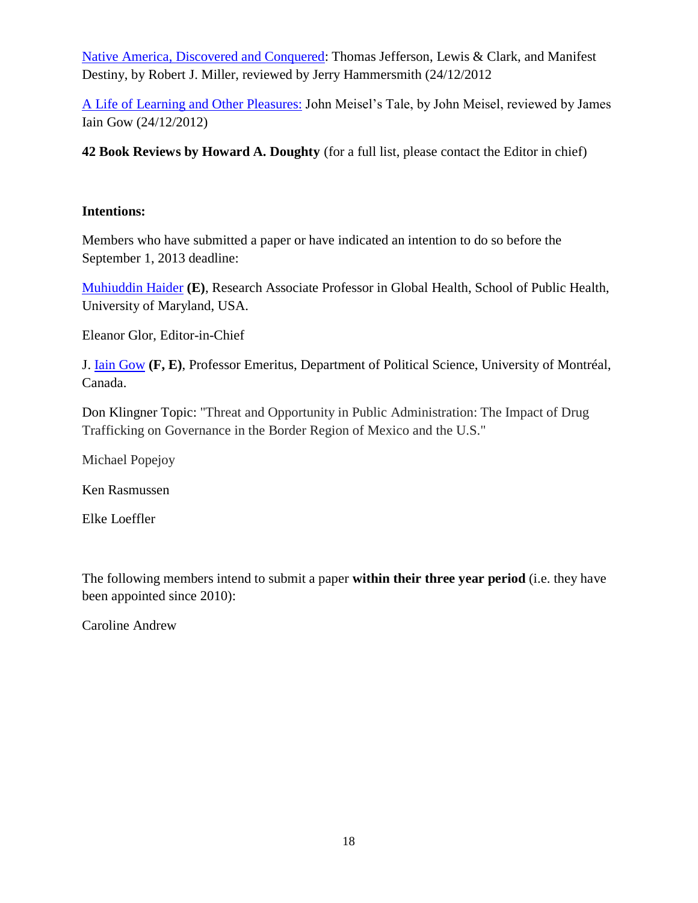Native America, Discovered and Conquered: Thomas Jefferson, Lewis & Clark, and Manifest Destiny, by Robert J. Miller, reviewed by Jerry Hammersmith (24/12/2012

A Life of Learning and Other Pleasures: John Meisel's Tale, by John Meisel, reviewed by James Iain Gow (24/12/2012)

**42 Book Reviews by Howard A. Doughty** (for a full list, please contact the Editor in chief)

**Intentions:**

Members who have submitted a paper or have indicated an intention to do so before the September 1, 2013 deadline:

Muhiuddin Haider **(E)**, Research Associate Professor in Global Health, School of Public Health, University of Maryland, USA.

Eleanor Glor, Editor-in-Chief

J. Iain Gow **(F, E)**, Professor Emeritus, Department of Political Science, University of Montréal, Canada.

Don Klingner Topic: "Threat and Opportunity in Public Administration: The Impact of Drug Trafficking on Governance in the Border Region of Mexico and the U.S."

Michael Popejoy

Ken Rasmussen

Elke Loeffler

The following members intend to submit a paper **within their three year period** (i.e. they have been appointed since 2010):

Caroline Andrew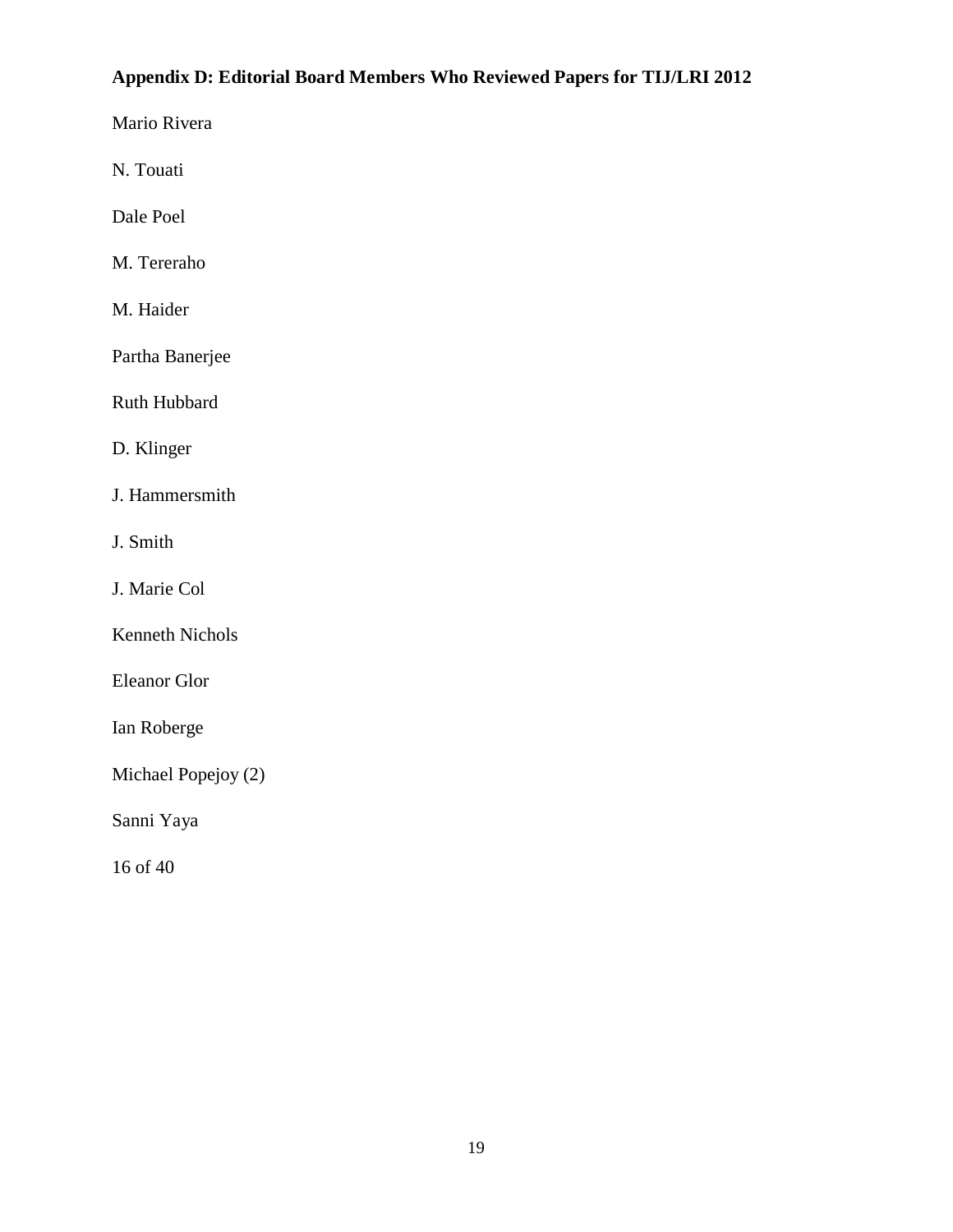## Appendix D: Editorial Board Members Who Reviewed Papers for TIJ/LRI 2012

Mario Rivera

N. Touati

Dale Poel

M. Tereraho

M. Haider

Partha Banerjee

Ruth Hubbard

D. Klinger

J. Hammersmith

J. Smith

J. Marie Col

Kenneth Nichols

Eleanor Glor

Ian Roberge

Michael Popejoy (2)

Sanni Yaya

16 of 40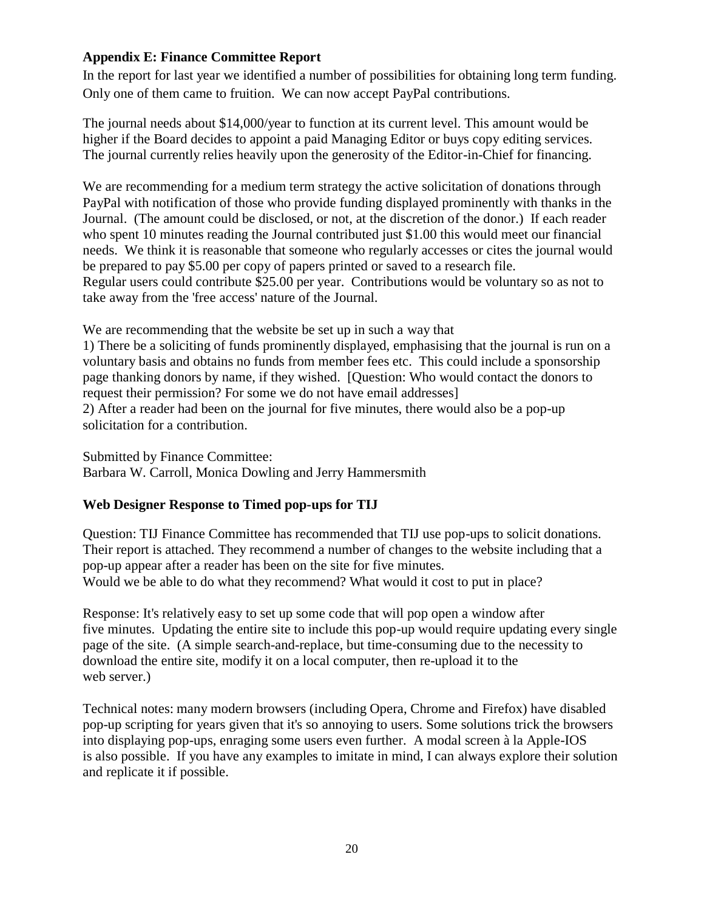### Appendix E: Finance Committee Report

In the report for last year we identified a number of possibilities for obtaining long term funding. Only one of them came to fruition. We can now accept PayPal contributions.

The journal needs about $14,000/year to function at its current level. This amount would be higher if the Board decides to appoint a paid Managing Editor or buys copy editing services. The journal currently relies heavily upon the generosity of the Editor-in-Chief for financing.

We are recommending for a medium term strategy the active solicitation of donations through PayPal with notification of those who provide funding displayed prominently with thanks in the Journal. (The amount could be disclosed, or not, at the discretion of the donor.) If each reader who spent 10 minutes reading the Journal contributed just $1.00 this would meet our financial needs. We think it is reasonable that someone who regularly accesses or cites the journal would be prepared to pay $5.00 per copy of papers printed or saved to a research file. Regular users could contribute $25.00 per year. Contributions would be voluntary so as not to take away from the 'free access' nature of the Journal.

We are recommending that the website be set up in such a way that
1) There be a soliciting of funds prominently displayed, emphasising that the journal is run on a voluntary basis and obtains no funds from member fees etc. This could include a sponsorship page thanking donors by name, if they wished. [Question: Who would contact the donors to request their permission? For some we do not have email addresses]
2) After a reader had been on the journal for five minutes, there would also be a pop-up solicitation for a contribution.

Submitted by Finance Committee:
Barbara W. Carroll, Monica Dowling and Jerry Hammersmith

### Web Designer Response to Timed pop-ups for TIJ

Question: TIJ Finance Committee has recommended that TIJ use pop-ups to solicit donations. Their report is attached. They recommend a number of changes to the website including that a pop-up appear after a reader has been on the site for five minutes.
Would we be able to do what they recommend? What would it cost to put in place?

Response: It's relatively easy to set up some code that will pop open a window after five minutes. Updating the entire site to include this pop-up would require updating every single page of the site. (A simple search-and-replace, but time-consuming due to the necessity to download the entire site, modify it on a local computer, then re-upload it to the web server.)

Technical notes: many modern browsers (including Opera, Chrome and Firefox) have disabled pop-up scripting for years given that it's so annoying to users. Some solutions trick the browsers into displaying pop-ups, enraging some users even further. A modal screen à la Apple-IOS is also possible. If you have any examples to imitate in mind, I can always explore their solution and replicate it if possible.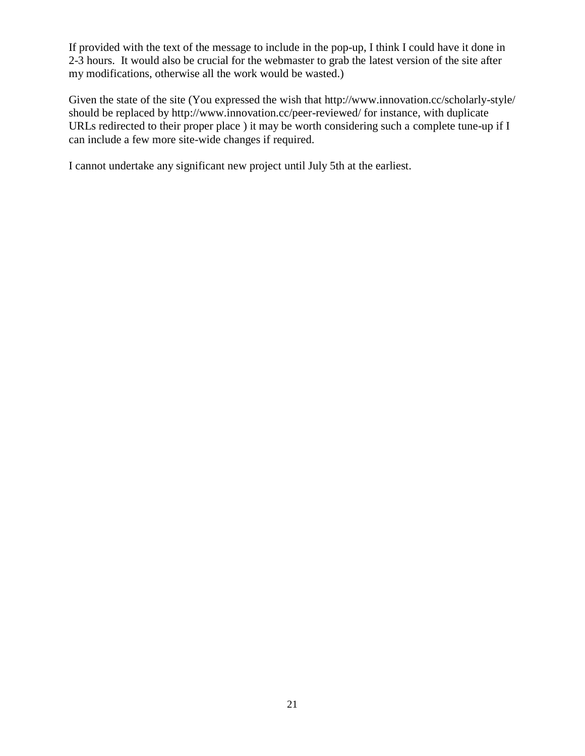If provided with the text of the message to include in the pop-up, I think I could have it done in 2-3 hours. It would also be crucial for the webmaster to grab the latest version of the site after my modifications, otherwise all the work would be wasted.)

Given the state of the site (You expressed the wish that http://www.innovation.cc/scholarly-style/ should be replaced by http://www.innovation.cc/peer-reviewed/ for instance, with duplicate URLs redirected to their proper place ) it may be worth considering such a complete tune-up if I can include a few more site-wide changes if required.

I cannot undertake any significant new project until July 5th at the earliest.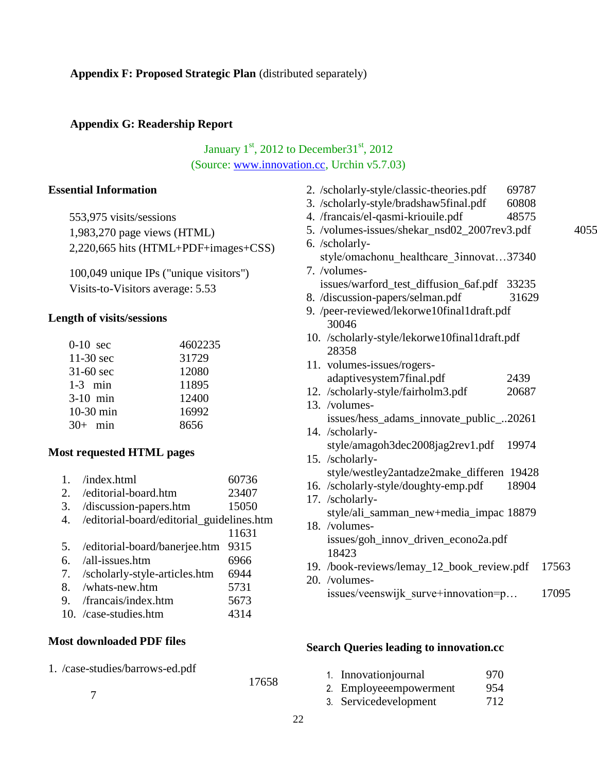**Appendix F: Proposed Strategic Plan** (distributed separately)

**Appendix G: Readership Report**

January 1st, 2012 to December31st, 2012
(Source: www.innovation.cc, Urchin v5.7.03)

### Essential Information

553,975 visits/sessions
1,983,270 page views (HTML)
2,220,665 hits (HTML+PDF+images+CSS)

100,049 unique IPs ("unique visitors")
Visits-to-Visitors average: 5.53

### Length of visits/sessions

| | |
|---|---|
| 0-10 sec | 4602235 |
| 11-30 sec | 31729 |
| 31-60 sec | 12080 |
| 1-3 min | 11895 |
| 3-10 min | 12400 |
| 10-30 min | 16992 |
| 30+ min | 8656 |

### Most requested HTML pages

1. /index.html 60736
2. /editorial-board.htm 23407
3. /discussion-papers.htm 15050
4. /editorial-board/editorial_guidelines.htm 11631
5. /editorial-board/banerjee.htm 9315
6. /all-issues.htm 6966
7. /scholarly-style-articles.htm 6944
8. /whats-new.htm 5731
9. /francais/index.htm 5673
10. /case-studies.htm 4314

### Most downloaded PDF files

1. /case-studies/barrows-ed.pdf 176587
2. /scholarly-style/classic-theories.pdf 69787
3. /scholarly-style/bradshaw5final.pdf 60808
4. /francais/el-qasmi-kriouile.pdf 48575
5. /volumes-issues/shekar_nsd02_2007rev3.pdf 4055
6. /scholarly-style/omachonu_healthcare_3innovat…37340
7. /volumes-issues/warford_test_diffusion_6af.pdf 33235
8. /discussion-papers/selman.pdf 31629
9. /peer-reviewed/lekorwe10final1draft.pdf 30046
10. /scholarly-style/lekorwe10final1draft.pdf 28358
11. volumes-issues/rogers-adaptivesystem7final.pdf 2439
12. /scholarly-style/fairholm3.pdf 20687
13. /volumes-issues/hess_adams_innovate_public_..20261
14. /scholarly-style/amagoh3dec2008jag2rev1.pdf 19974
15. /scholarly-style/westley2antadze2make_differen 19428
16. /scholarly-style/doughty-emp.pdf 18904
17. /scholarly-style/ali_samman_new+media_impac 18879
18. /volumes-issues/goh_innov_driven_econo2a.pdf 18423
19. /book-reviews/lemay_12_book_review.pdf 17563
20. /volumes-issues/veenswijk_surve+innovation=p… 17095

### Search Queries leading to innovation.cc

1. Innovationjournal 970
2. Employeeempowerment 954
3. Servicedevelopment 712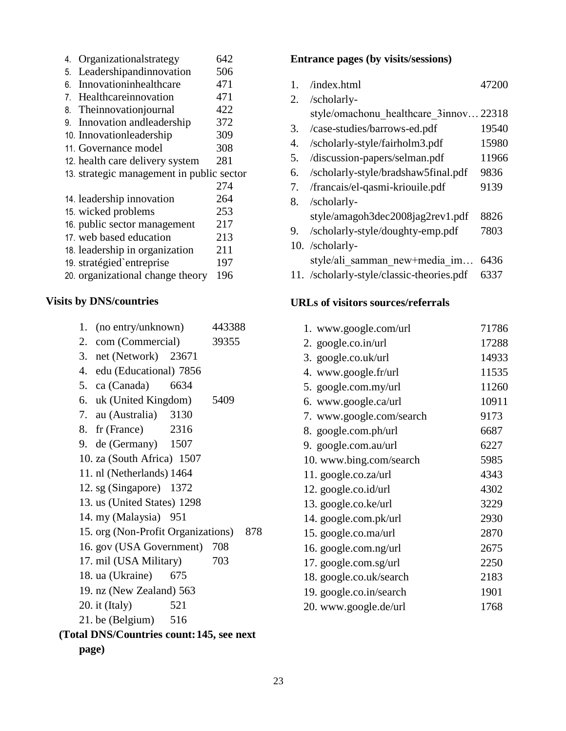4. Organizationalstrategy 642
5. Leadershipandinnovation 506
6. Innovationinhealthcare 471
7. Healthcareinnovation 471
8. Theinnovationjournal 422
9. Innovation andleadership 372
10. Innovationleadership 309
11. Governance model 308
12. health care delivery system 281
13. strategic management in public sector 274
14. leadership innovation 264
15. wicked problems 253
16. public sector management 217
17. web based education 213
18. leadership in organization 211
19. stratégied`entreprise 197
20. organizational change theory 196

**Visits by DNS/countries**

1. (no entry/unknown) 443388
2. com (Commercial) 39355
3. net (Network) 23671
4. edu (Educational) 7856
5. ca (Canada) 6634
6. uk (United Kingdom) 5409
7. au (Australia) 3130
8. fr (France) 2316
9. de (Germany) 1507
10. za (South Africa) 1507
11. nl (Netherlands) 1464
12. sg (Singapore) 1372
13. us (United States) 1298
14. my (Malaysia) 951
15. org (Non-Profit Organizations) 878
16. gov (USA Government) 708
17. mil (USA Military) 703
18. ua (Ukraine) 675
19. nz (New Zealand) 563
20. it (Italy) 521
21. be (Belgium) 516

**(Total DNS/Countries count: 145, see next page)**

**Entrance pages (by visits/sessions)**

1. /index.html 47200
2. /scholarly-style/omachonu_healthcare_3innov… 22318
3. /case-studies/barrows-ed.pdf 19540
4. /scholarly-style/fairholm3.pdf 15980
5. /discussion-papers/selman.pdf 11966
6. /scholarly-style/bradshaw5final.pdf 9836
7. /francais/el-qasmi-kriouile.pdf 9139
8. /scholarly-style/amagoh3dec2008jag2rev1.pdf 8826
9. /scholarly-style/doughty-emp.pdf 7803
10. /scholarly-style/ali_samman_new+media_im… 6436
11. /scholarly-style/classic-theories.pdf 6337

**URLs of visitors sources/referrals**

1. www.google.com/url 71786
2. google.co.in/url 17288
3. google.co.uk/url 14933
4. www.google.fr/url 11535
5. google.com.my/url 11260
6. www.google.ca/url 10911
7. www.google.com/search 9173
8. google.com.ph/url 6687
9. google.com.au/url 6227
10. www.bing.com/search 5985
11. google.co.za/url 4343
12. google.co.id/url 4302
13. google.co.ke/url 3229
14. google.com.pk/url 2930
15. google.co.ma/url 2870
16. google.com.ng/url 2675
17. google.com.sg/url 2250
18. google.co.uk/search 2183
19. google.co.in/search 1901
20. www.google.de/url 1768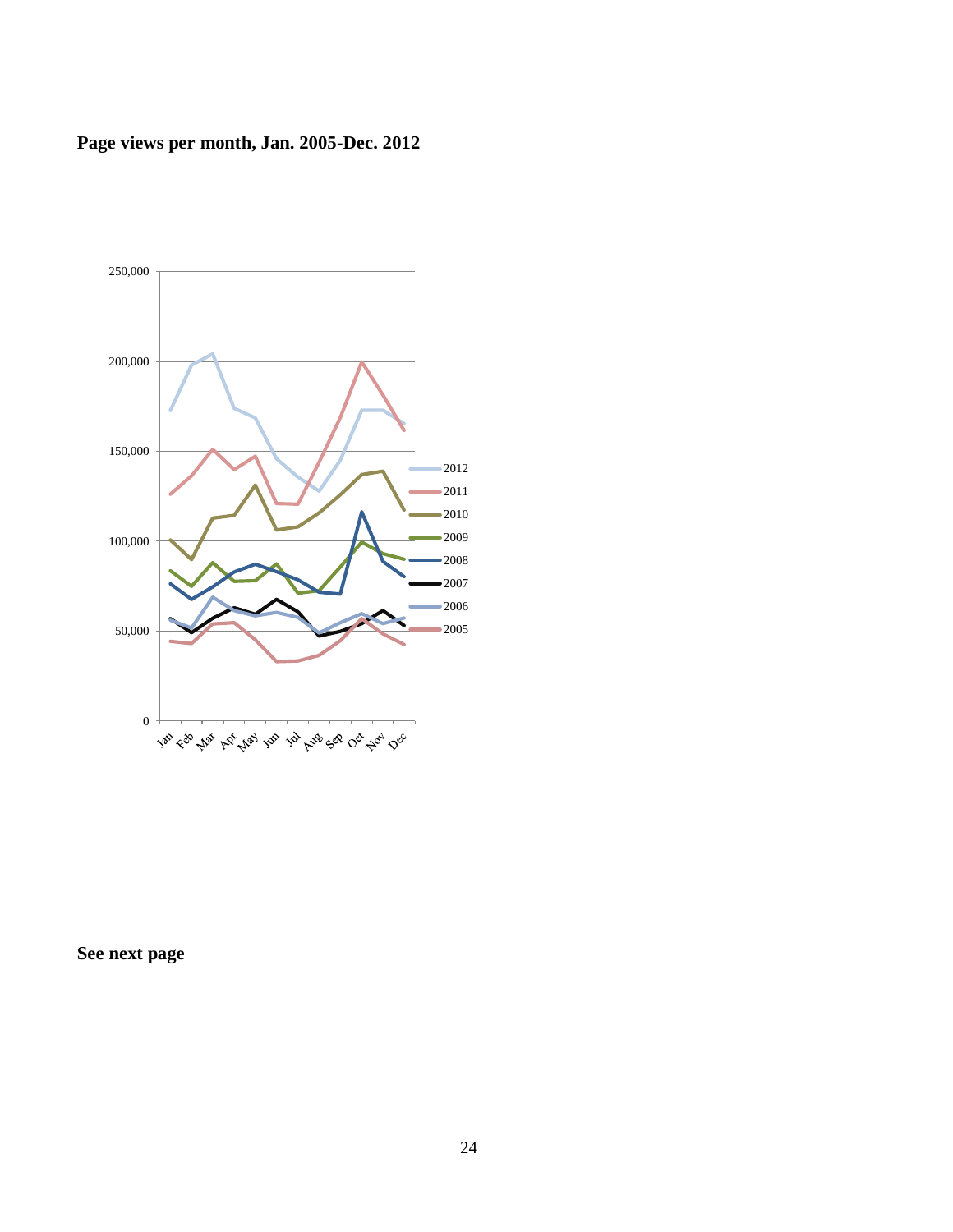**Page views per month, Jan. 2005-Dec. 2012**

**See next page**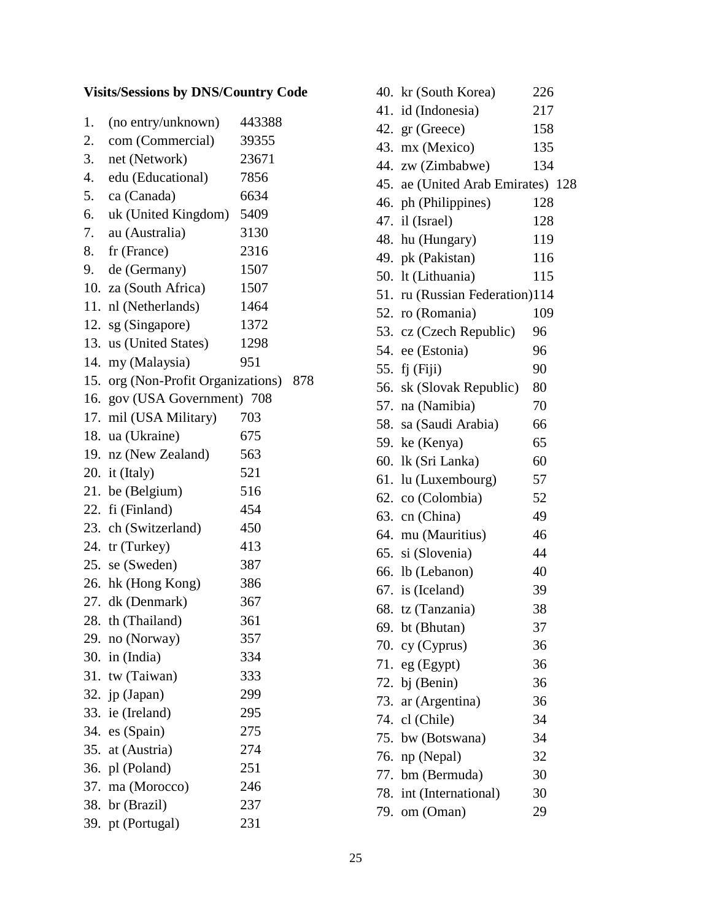**Visits/Sessions by DNS/Country Code**

1. (no entry/unknown) 443388
2. com (Commercial) 39355
3. net (Network) 23671
4. edu (Educational) 7856
5. ca (Canada) 6634
6. uk (United Kingdom) 5409
7. au (Australia) 3130
8. fr (France) 2316
9. de (Germany) 1507
10. za (South Africa) 1507
11. nl (Netherlands) 1464
12. sg (Singapore) 1372
13. us (United States) 1298
14. my (Malaysia) 951
15. org (Non-Profit Organizations) 878
16. gov (USA Government) 708
17. mil (USA Military) 703
18. ua (Ukraine) 675
19. nz (New Zealand) 563
20. it (Italy) 521
21. be (Belgium) 516
22. fi (Finland) 454
23. ch (Switzerland) 450
24. tr (Turkey) 413
25. se (Sweden) 387
26. hk (Hong Kong) 386
27. dk (Denmark) 367
28. th (Thailand) 361
29. no (Norway) 357
30. in (India) 334
31. tw (Taiwan) 333
32. jp (Japan) 299
33. ie (Ireland) 295
34. es (Spain) 275
35. at (Austria) 274
36. pl (Poland) 251
37. ma (Morocco) 246
38. br (Brazil) 237
39. pt (Portugal) 231
40. kr (South Korea) 226
41. id (Indonesia) 217
42. gr (Greece) 158
43. mx (Mexico) 135
44. zw (Zimbabwe) 134
45. ae (United Arab Emirates) 128
46. ph (Philippines) 128
47. il (Israel) 128
48. hu (Hungary) 119
49. pk (Pakistan) 116
50. lt (Lithuania) 115
51. ru (Russian Federation) 114
52. ro (Romania) 109
53. cz (Czech Republic) 96
54. ee (Estonia) 96
55. fj (Fiji) 90
56. sk (Slovak Republic) 80
57. na (Namibia) 70
58. sa (Saudi Arabia) 66
59. ke (Kenya) 65
60. lk (Sri Lanka) 60
61. lu (Luxembourg) 57
62. co (Colombia) 52
63. cn (China) 49
64. mu (Mauritius) 46
65. si (Slovenia) 44
66. lb (Lebanon) 40
67. is (Iceland) 39
68. tz (Tanzania) 38
69. bt (Bhutan) 37
70. cy (Cyprus) 36
71. eg (Egypt) 36
72. bj (Benin) 36
73. ar (Argentina) 36
74. cl (Chile) 34
75. bw (Botswana) 34
76. np (Nepal) 32
77. bm (Bermuda) 30
78. int (International) 30
79. om (Oman) 29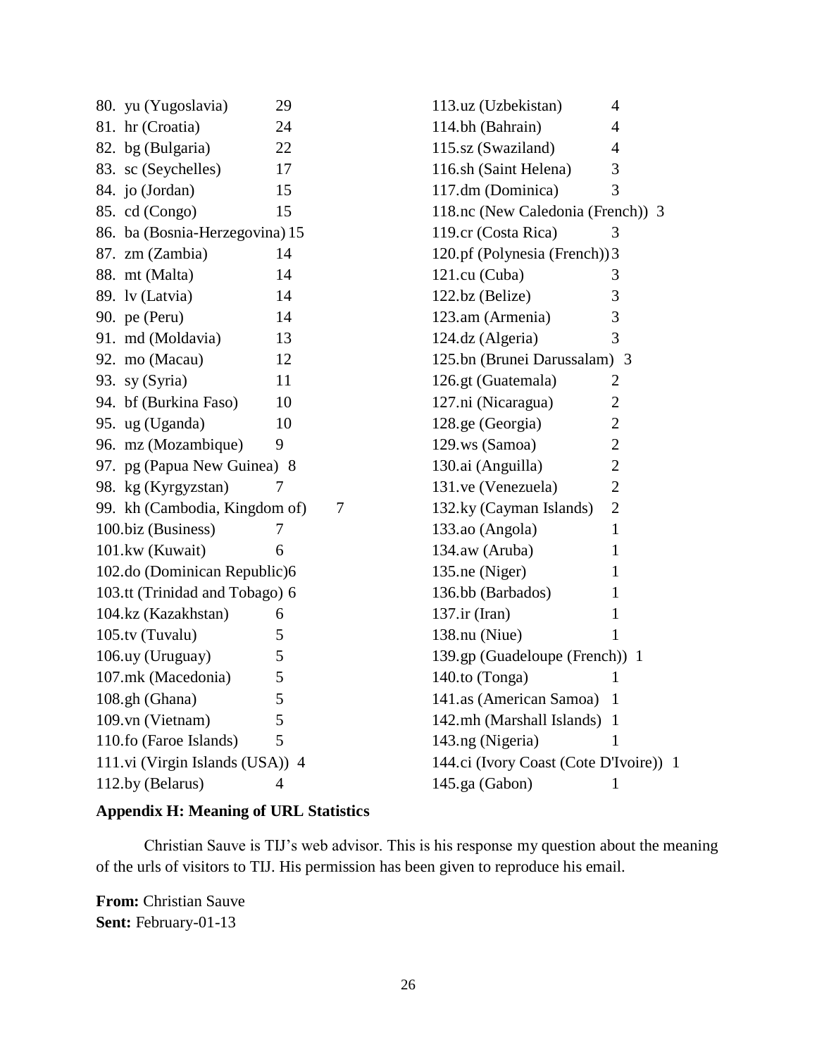80. yu (Yugoslavia) 29
81. hr (Croatia) 24
82. bg (Bulgaria) 22
83. sc (Seychelles) 17
84. jo (Jordan) 15
85. cd (Congo) 15
86. ba (Bosnia-Herzegovina) 15
87. zm (Zambia) 14
88. mt (Malta) 14
89. lv (Latvia) 14
90. pe (Peru) 14
91. md (Moldavia) 13
92. mo (Macau) 12
93. sy (Syria) 11
94. bf (Burkina Faso) 10
95. ug (Uganda) 10
96. mz (Mozambique) 9
97. pg (Papua New Guinea) 8
98. kg (Kyrgyzstan) 7
99. kh (Cambodia, Kingdom of) 7
100. biz (Business) 7
101. kw (Kuwait) 6
102. do (Dominican Republic) 6
103. tt (Trinidad and Tobago) 6
104. kz (Kazakhstan) 6
105. tv (Tuvalu) 5
106. uy (Uruguay) 5
107. mk (Macedonia) 5
108. gh (Ghana) 5
109. vn (Vietnam) 5
110. fo (Faroe Islands) 5
111. vi (Virgin Islands (USA)) 4
112. by (Belarus) 4
113. uz (Uzbekistan) 4
114. bh (Bahrain) 4
115. sz (Swaziland) 4
116. sh (Saint Helena) 3
117. dm (Dominica) 3
118. nc (New Caledonia (French)) 3
119. cr (Costa Rica) 3
120. pf (Polynesia (French)) 3
121. cu (Cuba) 3
122. bz (Belize) 3
123. am (Armenia) 3
124. dz (Algeria) 3
125. bn (Brunei Darussalam) 3
126. gt (Guatemala) 2
127. ni (Nicaragua) 2
128. ge (Georgia) 2
129. ws (Samoa) 2
130. ai (Anguilla) 2
131. ve (Venezuela) 2
132. ky (Cayman Islands) 2
133. ao (Angola) 1
134. aw (Aruba) 1
135. ne (Niger) 1
136. bb (Barbados) 1
137. ir (Iran) 1
138. nu (Niue) 1
139. gp (Guadeloupe (French)) 1
140. to (Tonga) 1
141. as (American Samoa) 1
142. mh (Marshall Islands) 1
143. ng (Nigeria) 1
144. ci (Ivory Coast (Cote D'Ivoire)) 1
145. ga (Gabon) 1

## Appendix H: Meaning of URL Statistics

Christian Sauve is TIJ's web advisor. This is his response my question about the meaning of the urls of visitors to TIJ. His permission has been given to reproduce his email.

**From:** Christian Sauve
**Sent:** February-01-13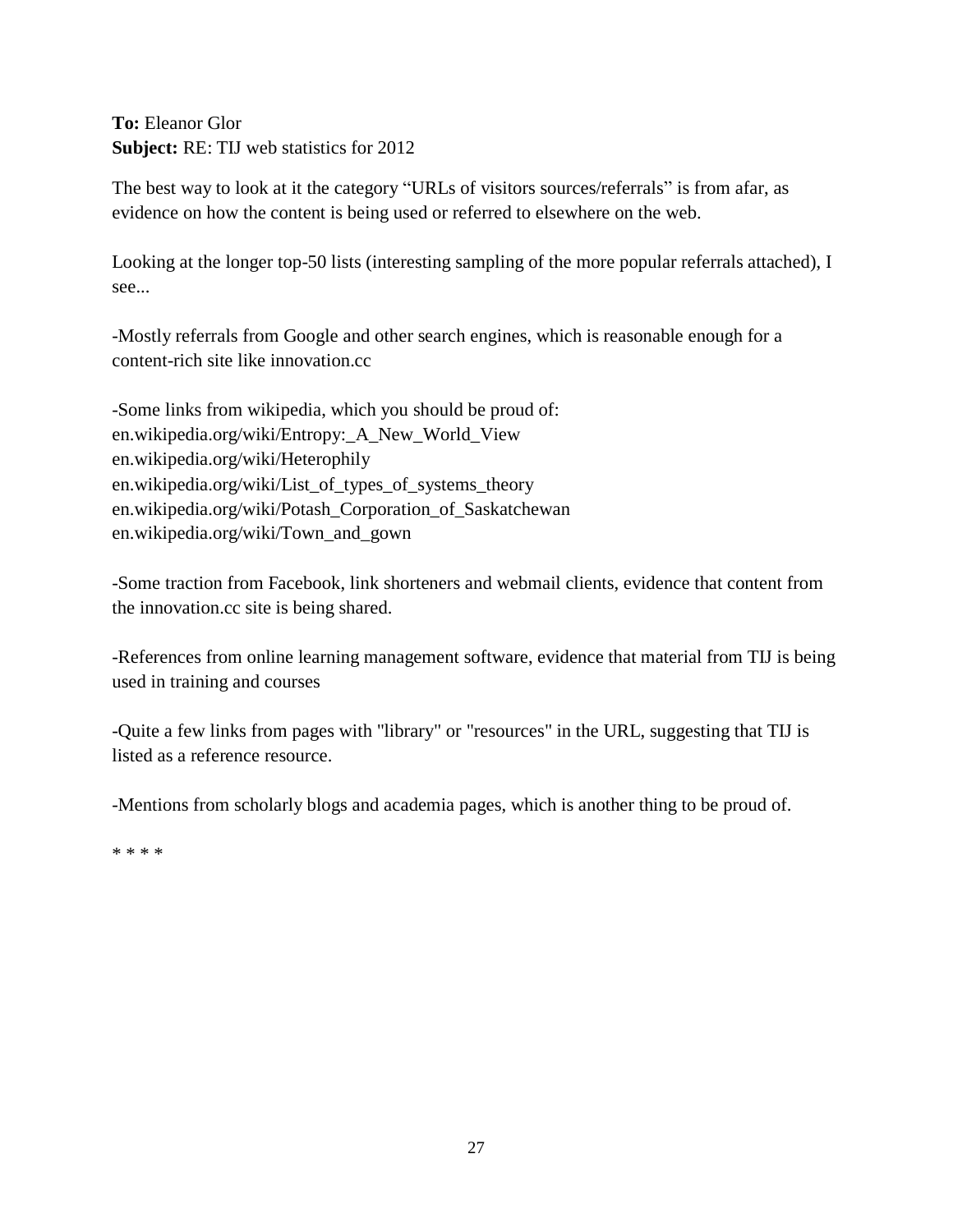**To:** Eleanor Glor
**Subject:** RE: TIJ web statistics for 2012

The best way to look at it the category “URLs of visitors sources/referrals” is from afar, as evidence on how the content is being used or referred to elsewhere on the web.

Looking at the longer top-50 lists (interesting sampling of the more popular referrals attached), I see...

-Mostly referrals from Google and other search engines, which is reasonable enough for a content-rich site like innovation.cc

-Some links from wikipedia, which you should be proud of:
en.wikipedia.org/wiki/Entropy:_A_New_World_View
en.wikipedia.org/wiki/Heterophily
en.wikipedia.org/wiki/List_of_types_of_systems_theory
en.wikipedia.org/wiki/Potash_Corporation_of_Saskatchewan
en.wikipedia.org/wiki/Town_and_gown

-Some traction from Facebook, link shorteners and webmail clients, evidence that content from the innovation.cc site is being shared.

-References from online learning management software, evidence that material from TIJ is being used in training and courses

-Quite a few links from pages with "library" or "resources" in the URL, suggesting that TIJ is listed as a reference resource.

-Mentions from scholarly blogs and academia pages, which is another thing to be proud of.

\* \* \* \*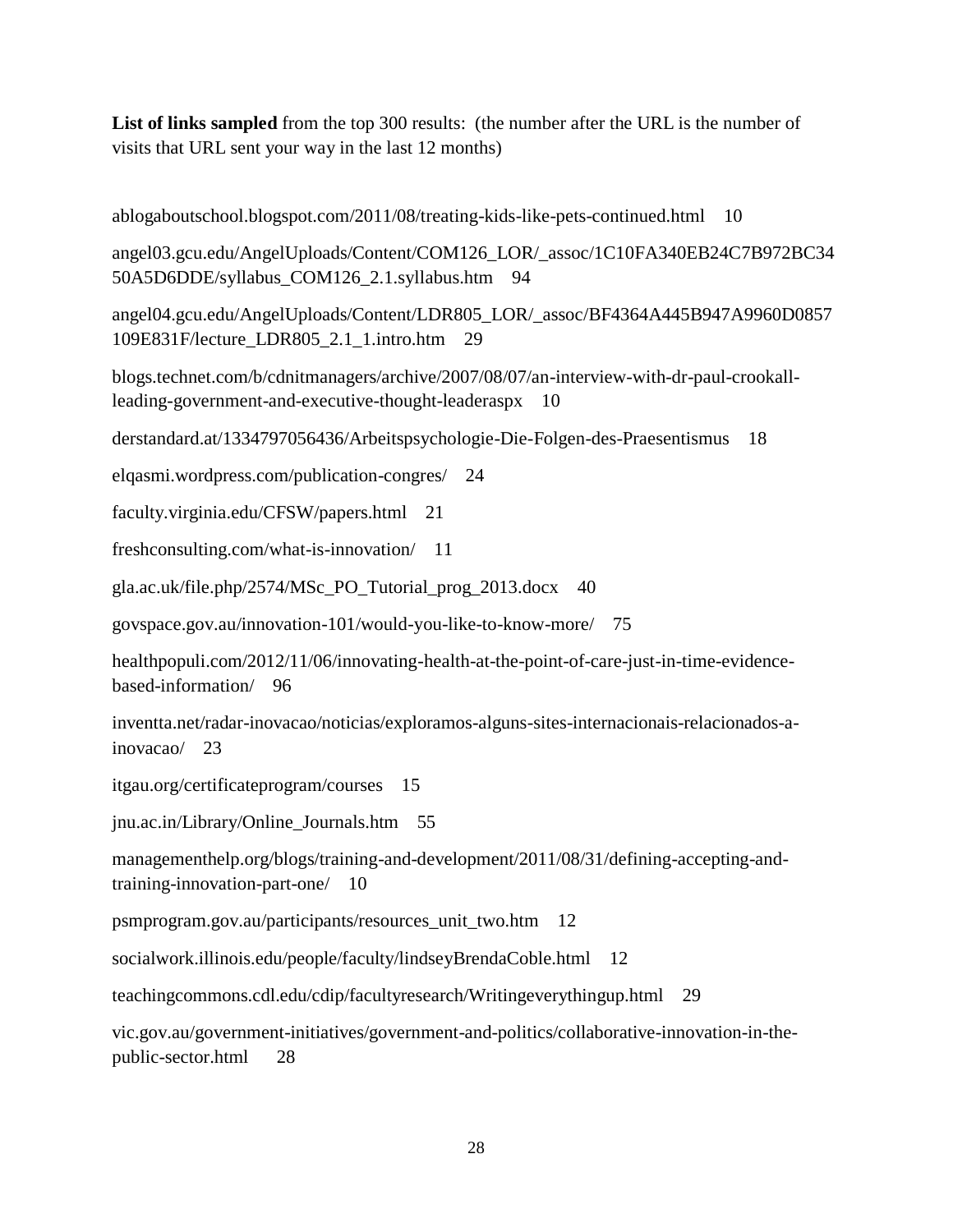**List of links sampled** from the top 300 results: (the number after the URL is the number of visits that URL sent your way in the last 12 months)

ablogaboutschool.blogspot.com/2011/08/treating-kids-like-pets-continued.html 10

angel03.gcu.edu/AngelUploads/Content/COM126_LOR/_assoc/1C10FA340EB24C7B972BC3450A5D6DDE/syllabus_COM126_2.1.syllabus.htm 94

angel04.gcu.edu/AngelUploads/Content/LDR805_LOR/_assoc/BF4364A445B947A9960D0857109E831F/lecture_LDR805_2.1_1.intro.htm 29

blogs.technet.com/b/cdnitmanagers/archive/2007/08/07/an-interview-with-dr-paul-crookall-leading-government-and-executive-thought-leaderaspx 10

derstandard.at/1334797056436/Arbeitspsychologie-Die-Folgen-des-Praesentismus 18

elqasmi.wordpress.com/publication-congres/ 24

faculty.virginia.edu/CFSW/papers.html 21

freshconsulting.com/what-is-innovation/ 11

gla.ac.uk/file.php/2574/MSc_PO_Tutorial_prog_2013.docx 40

govspace.gov.au/innovation-101/would-you-like-to-know-more/ 75

healthpopuli.com/2012/11/06/innovating-health-at-the-point-of-care-just-in-time-evidence-based-information/ 96

inventta.net/radar-inovacao/noticias/exploramos-alguns-sites-internacionais-relacionados-a-inovacao/ 23

itgau.org/certificateprogram/courses 15

jnu.ac.in/Library/Online_Journals.htm 55

managementhelp.org/blogs/training-and-development/2011/08/31/defining-accepting-and-training-innovation-part-one/ 10

psmprogram.gov.au/participants/resources_unit_two.htm 12

socialwork.illinois.edu/people/faculty/lindseyBrendaCoble.html 12

teachingcommons.cdl.edu/cdip/facultyresearch/Writingeverythingup.html 29

vic.gov.au/government-initiatives/government-and-politics/collaborative-innovation-in-the-public-sector.html 28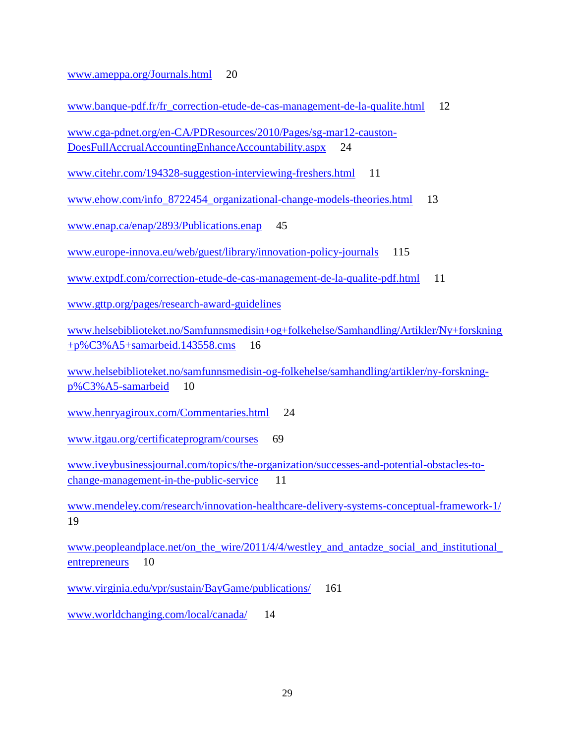www.ameppa.org/Journals.html 20

www.banque-pdf.fr/fr_correction-etude-de-cas-management-de-la-qualite.html 12

www.cga-pdnet.org/en-CA/PDResources/2010/Pages/sg-mar12-causton-DoesFullAccrualAccountingEnhanceAccountability.aspx 24

www.citehr.com/194328-suggestion-interviewing-freshers.html 11

www.ehow.com/info_8722454_organizational-change-models-theories.html 13

www.enap.ca/enap/2893/Publications.enap 45

www.europe-innova.eu/web/guest/library/innovation-policy-journals 115

www.extpdf.com/correction-etude-de-cas-management-de-la-qualite-pdf.html 11

www.gttp.org/pages/research-award-guidelines

www.helsebiblioteket.no/Samfunnsmedisin+og+folkehelse/Samhandling/Artikler/Ny+forskning+p%C3%A5+samarbeid.143558.cms 16

www.helsebiblioteket.no/samfunnsmedisin-og-folkehelse/samhandling/artikler/ny-forskning-p%C3%A5-samarbeid 10

www.henryagiroux.com/Commentaries.html 24

www.itgau.org/certificateprogram/courses 69

www.iveybusinessjournal.com/topics/the-organization/successes-and-potential-obstacles-to-change-management-in-the-public-service 11

www.mendeley.com/research/innovation-healthcare-delivery-systems-conceptual-framework-1/ 19

www.peopleandplace.net/on_the_wire/2011/4/4/westley_and_antadze_social_and_institutional_entrepreneurs 10

www.virginia.edu/vpr/sustain/BayGame/publications/ 161

www.worldchanging.com/local/canada/ 14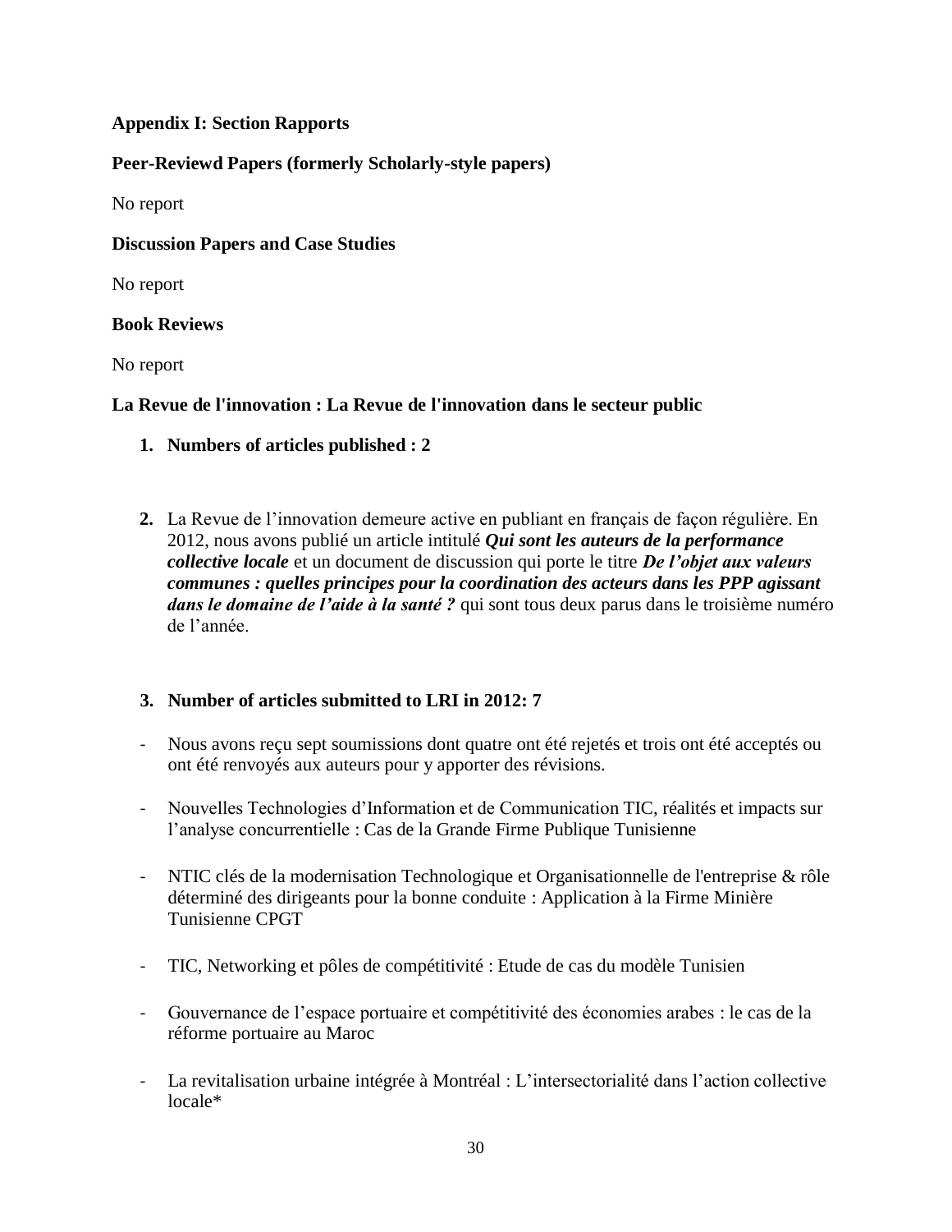## Appendix I: Section Rapports

### Peer-Reviewd Papers (formerly Scholarly-style papers)

No report

### Discussion Papers and Case Studies

No report

### Book Reviews

No report

### La Revue de l'innovation : La Revue de l'innovation dans le secteur public

1. **Numbers of articles published : 2**

2. La Revue de l'innovation demeure active en publiant en français de façon régulière. En 2012, nous avons publié un article intitulé ***Qui sont les auteurs de la performance collective locale*** et un document de discussion qui porte le titre ***De l'objet aux valeurs communes : quelles principes pour la coordination des acteurs dans les PPP agissant dans le domaine de l'aide à la santé ?*** qui sont tous deux parus dans le troisième numéro de l'année.

3. **Number of articles submitted to LRI in 2012: 7**

- Nous avons reçu sept soumissions dont quatre ont été rejetés et trois ont été acceptés ou ont été renvoyés aux auteurs pour y apporter des révisions.
- Nouvelles Technologies d'Information et de Communication TIC, réalités et impacts sur l'analyse concurrentielle : Cas de la Grande Firme Publique Tunisienne
- NTIC clés de la modernisation Technologique et Organisationnelle de l'entreprise & rôle déterminé des dirigeants pour la bonne conduite : Application à la Firme Minière Tunisienne CPGT
- TIC, Networking et pôles de compétitivité : Etude de cas du modèle Tunisien
- Gouvernance de l'espace portuaire et compétitivité des économies arabes : le cas de la réforme portuaire au Maroc
- La revitalisation urbaine intégrée à Montréal : L'intersectorialité dans l'action collective locale*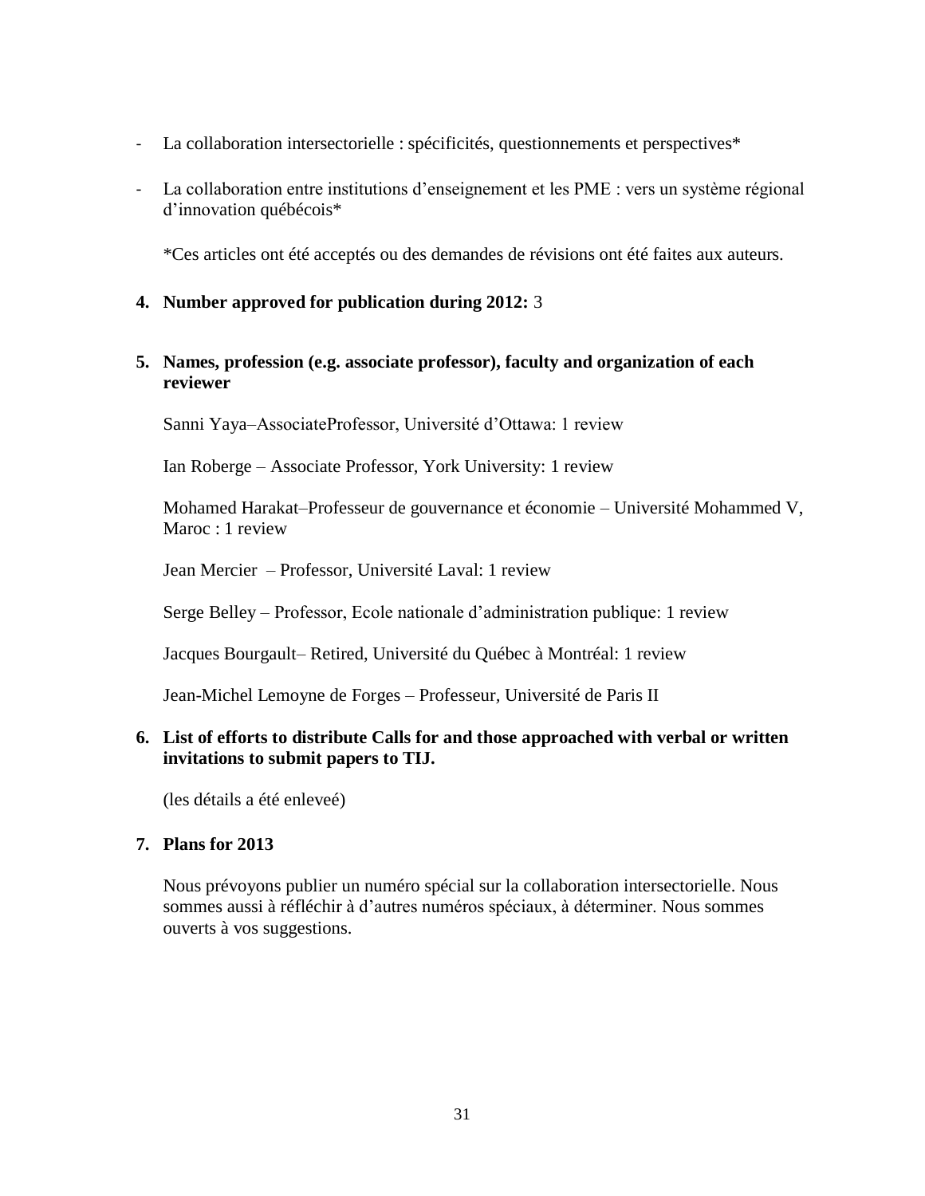- La collaboration intersectorielle : spécificités, questionnements et perspectives*

- La collaboration entre institutions d'enseignement et les PME : vers un système régional d'innovation québécois*

  *Ces articles ont été acceptés ou des demandes de révisions ont été faites aux auteurs.

**4. Number approved for publication during 2012:** 3

**5. Names, profession (e.g. associate professor), faculty and organization of each reviewer**

Sanni Yaya–AssociateProfessor, Université d'Ottawa: 1 review

Ian Roberge – Associate Professor, York University: 1 review

Mohamed Harakat–Professeur de gouvernance et économie – Université Mohammed V, Maroc : 1 review

Jean Mercier – Professor, Université Laval: 1 review

Serge Belley – Professor, Ecole nationale d'administration publique: 1 review

Jacques Bourgault– Retired, Université du Québec à Montréal: 1 review

Jean-Michel Lemoyne de Forges – Professeur, Université de Paris II

**6. List of efforts to distribute Calls for and those approached with verbal or written invitations to submit papers to TIJ.**

(les détails a été enleveé)

**7. Plans for 2013**

Nous prévoyons publier un numéro spécial sur la collaboration intersectorielle. Nous sommes aussi à réfléchir à d'autres numéros spéciaux, à déterminer. Nous sommes ouverts à vos suggestions.